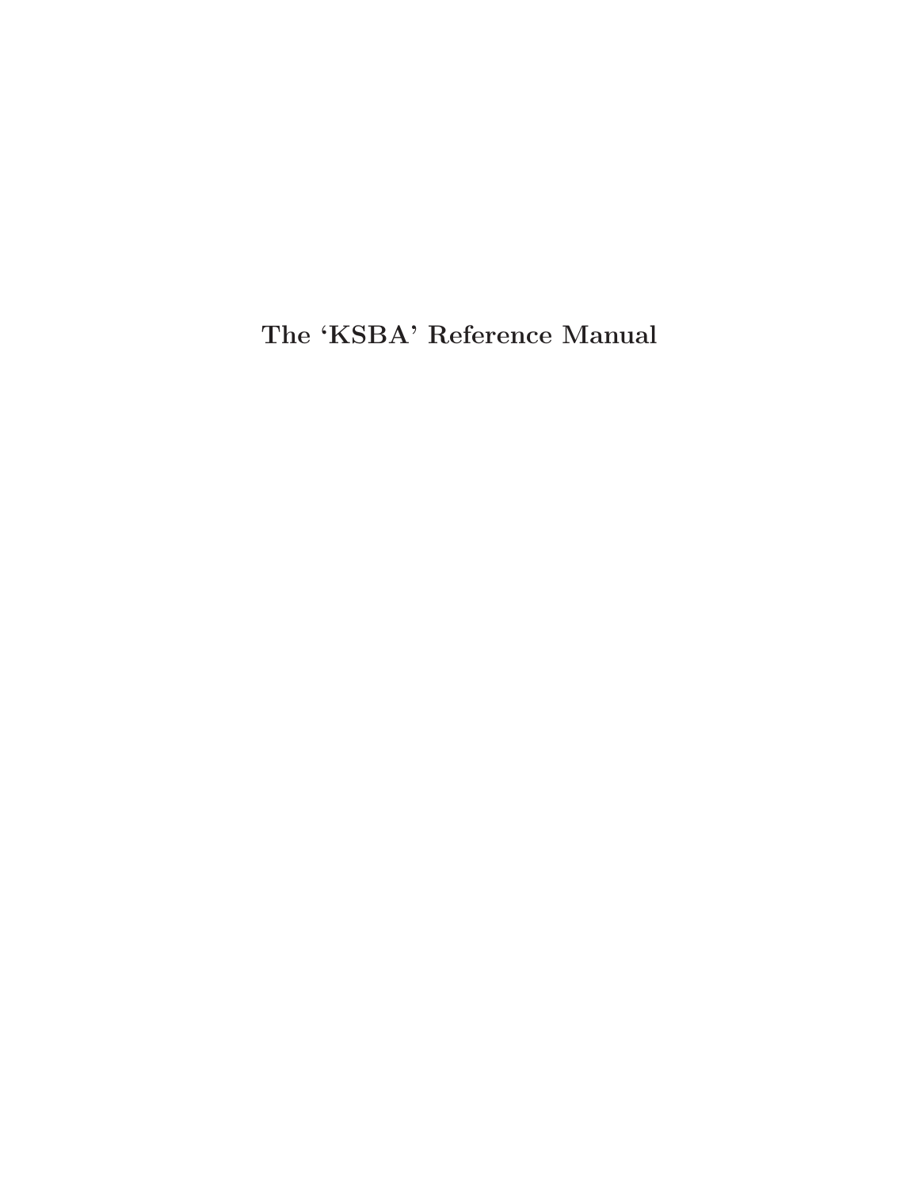# The ‘KSBA’ Reference Manual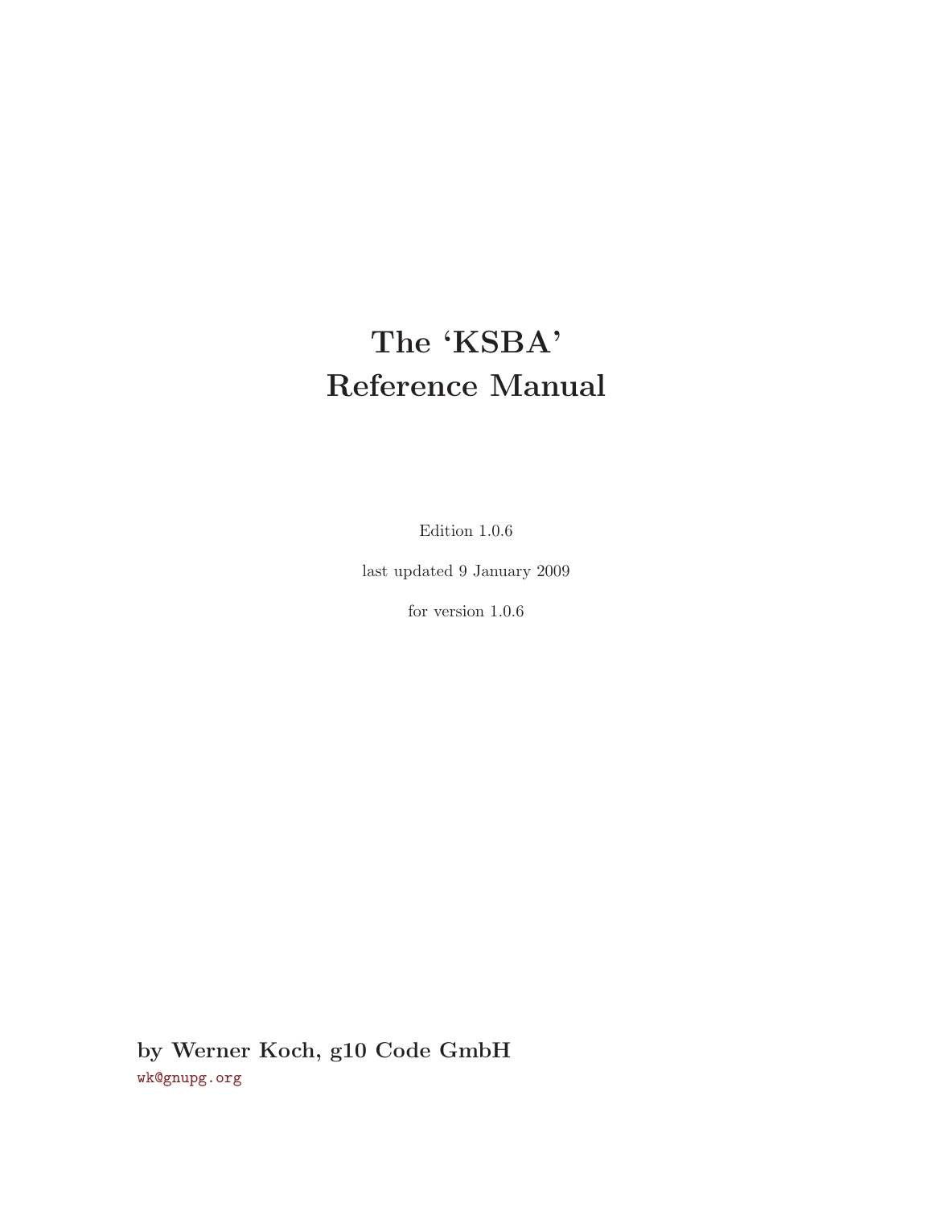# The 'KSBA' Reference Manual

Edition 1.0.6

last updated 9 January 2009

for version 1.0.6

**by Werner Koch, g10 Code GmbH**

wk@gnupg.org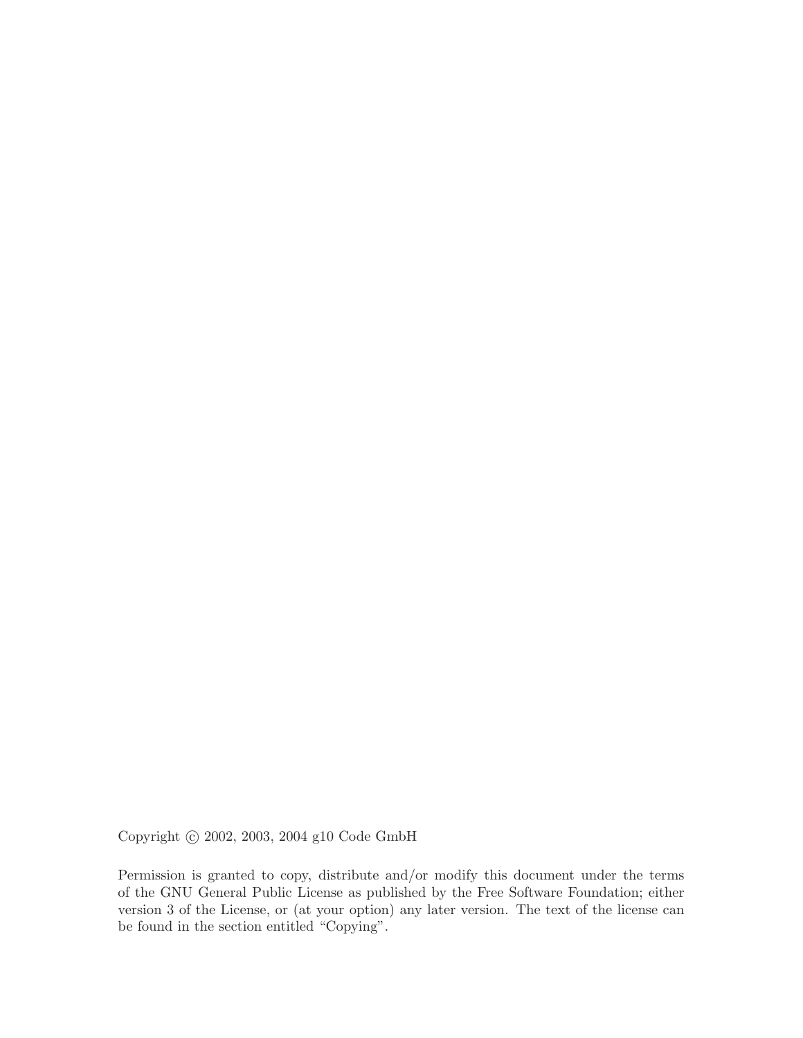Copyright © 2002, 2003, 2004 g10 Code GmbH

Permission is granted to copy, distribute and/or modify this document under the terms of the GNU General Public License as published by the Free Software Foundation; either version 3 of the License, or (at your option) any later version. The text of the license can be found in the section entitled "Copying".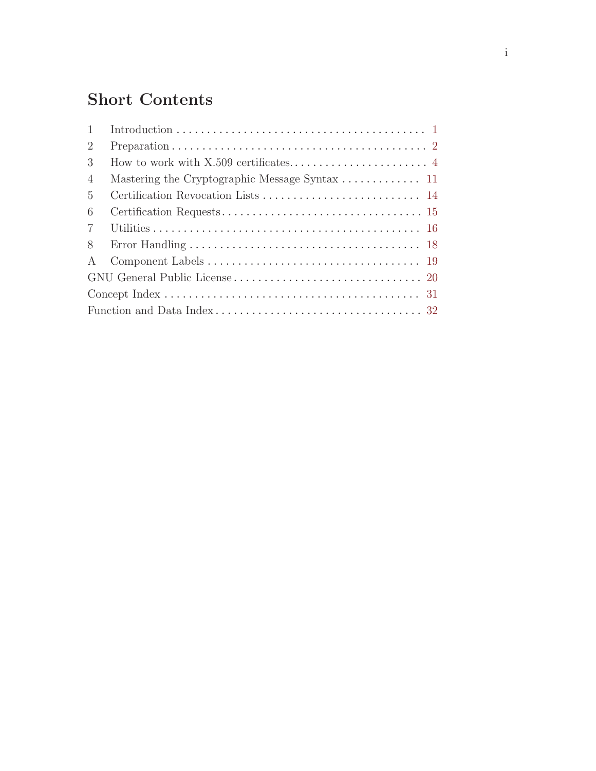## Short Contents

| | | |
|---|---|---|
| 1 | Introduction | 1 |
| 2 | Preparation | 2 |
| 3 | How to work with X.509 certificates | 4 |
| 4 | Mastering the Cryptographic Message Syntax | 11 |
| 5 | Certification Revocation Lists | 14 |
| 6 | Certification Requests | 15 |
| 7 | Utilities | 16 |
| 8 | Error Handling | 18 |
| A | Component Labels | 19 |
| | GNU General Public License | 20 |
| | Concept Index | 31 |
| | Function and Data Index | 32 |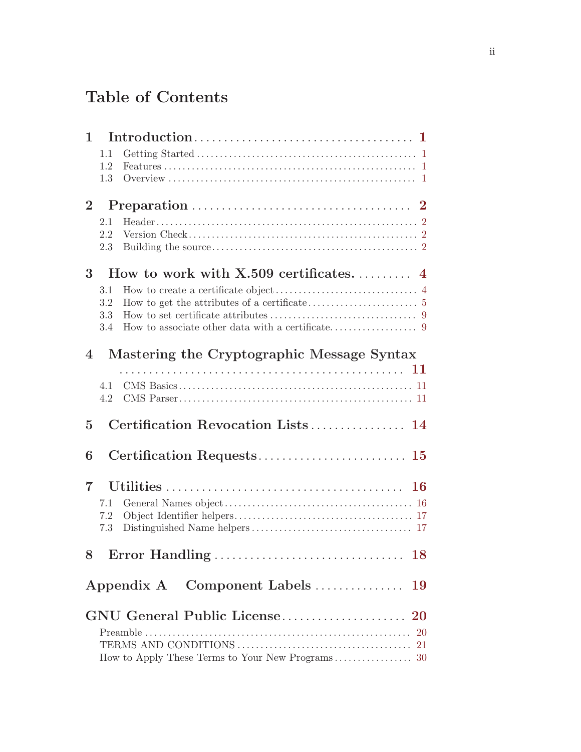# Table of Contents

**1 Introduction** .......... 1
- 1.1 Getting Started .......... 1
- 1.2 Features .......... 1
- 1.3 Overview .......... 1

**2 Preparation** .......... 2
- 2.1 Header .......... 2
- 2.2 Version Check .......... 2
- 2.3 Building the source .......... 2

**3 How to work with X.509 certificates.** .......... 4
- 3.1 How to create a certificate object .......... 4
- 3.2 How to get the attributes of a certificate .......... 5
- 3.3 How to set certificate attributes .......... 9
- 3.4 How to associate other data with a certificate .......... 9

**4 Mastering the Cryptographic Message Syntax** .......... 11
- 4.1 CMS Basics .......... 11
- 4.2 CMS Parser .......... 11

**5 Certification Revocation Lists** .......... 14

**6 Certification Requests** .......... 15

**7 Utilities** .......... 16
- 7.1 General Names object .......... 16
- 7.2 Object Identifier helpers .......... 17
- 7.3 Distinguished Name helpers .......... 17

**8 Error Handling** .......... 18

**Appendix A Component Labels** .......... 19

**GNU General Public License** .......... 20
- Preamble .......... 20
- TERMS AND CONDITIONS .......... 21
- How to Apply These Terms to Your New Programs .......... 30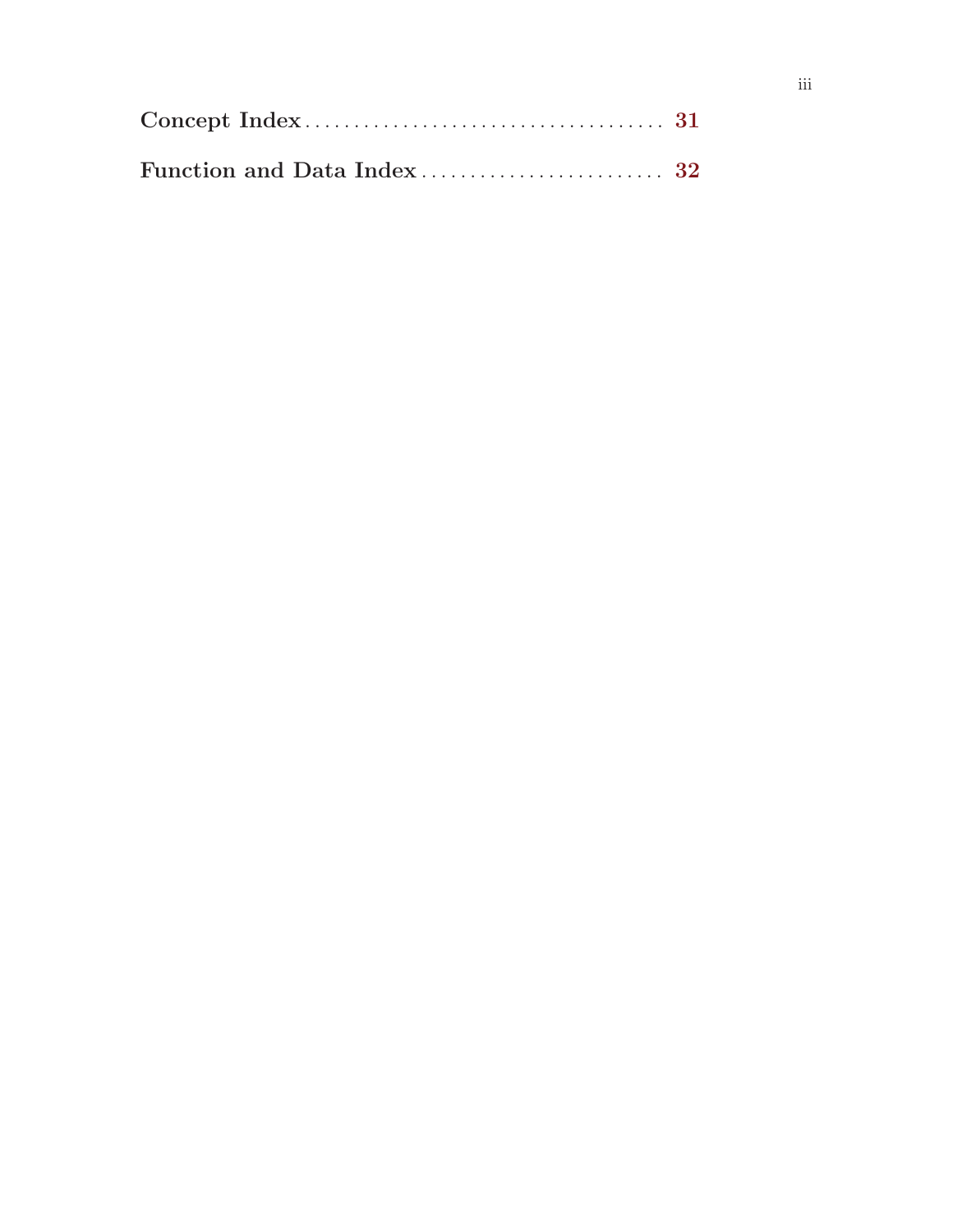**Concept Index** .................................... **31**

**Function and Data Index** ......................... **32**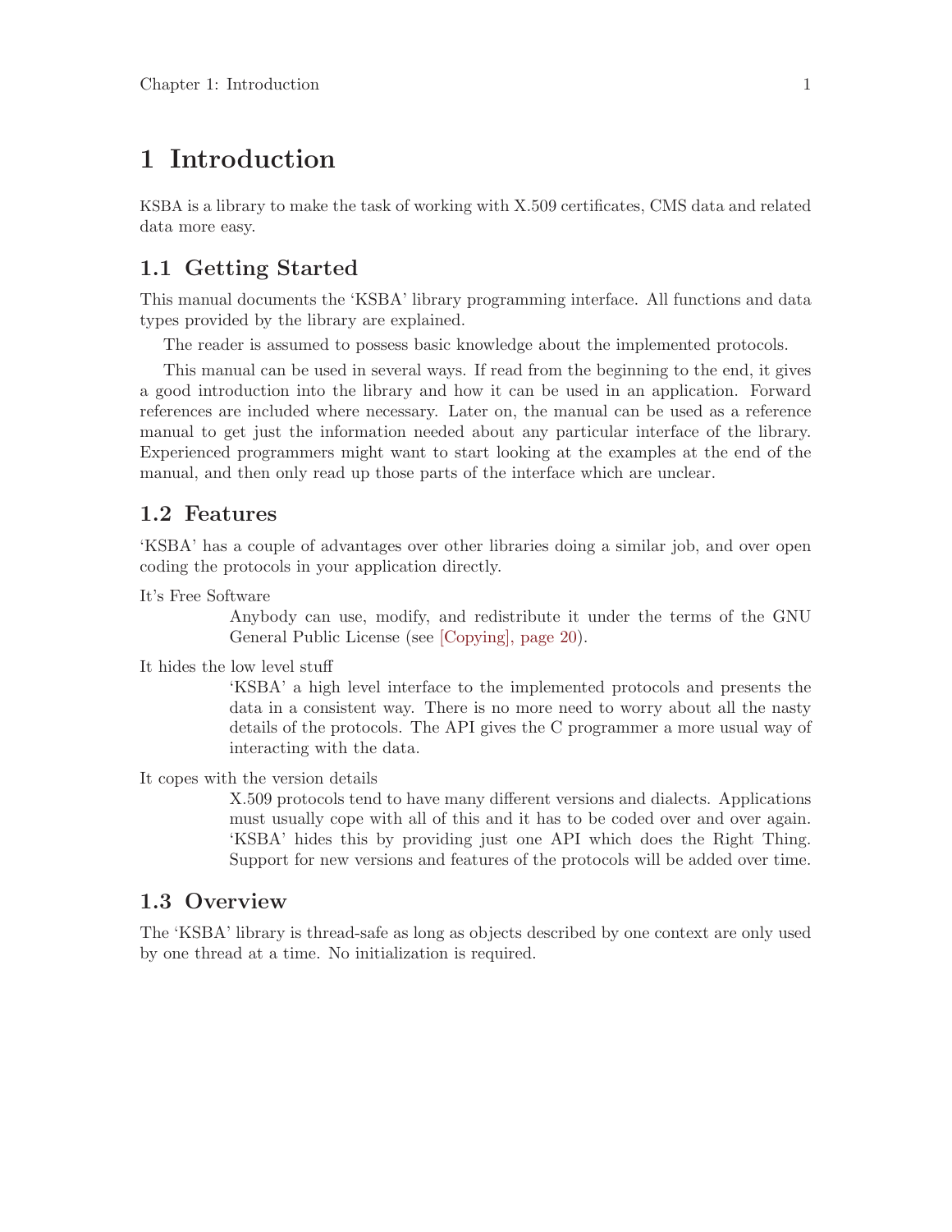# 1 Introduction

KSBA is a library to make the task of working with X.509 certificates, CMS data and related data more easy.

## 1.1 Getting Started

This manual documents the 'KSBA' library programming interface. All functions and data types provided by the library are explained.

The reader is assumed to possess basic knowledge about the implemented protocols.

This manual can be used in several ways. If read from the beginning to the end, it gives a good introduction into the library and how it can be used in an application. Forward references are included where necessary. Later on, the manual can be used as a reference manual to get just the information needed about any particular interface of the library. Experienced programmers might want to start looking at the examples at the end of the manual, and then only read up those parts of the interface which are unclear.

## 1.2 Features

'KSBA' has a couple of advantages over other libraries doing a similar job, and over open coding the protocols in your application directly.

It's Free Software
: Anybody can use, modify, and redistribute it under the terms of the GNU General Public License (see [Copying], page 20).

It hides the low level stuff
: 'KSBA' a high level interface to the implemented protocols and presents the data in a consistent way. There is no more need to worry about all the nasty details of the protocols. The API gives the C programmer a more usual way of interacting with the data.

It copes with the version details
: X.509 protocols tend to have many different versions and dialects. Applications must usually cope with all of this and it has to be coded over and over again. 'KSBA' hides this by providing just one API which does the Right Thing. Support for new versions and features of the protocols will be added over time.

## 1.3 Overview

The 'KSBA' library is thread-safe as long as objects described by one context are only used by one thread at a time. No initialization is required.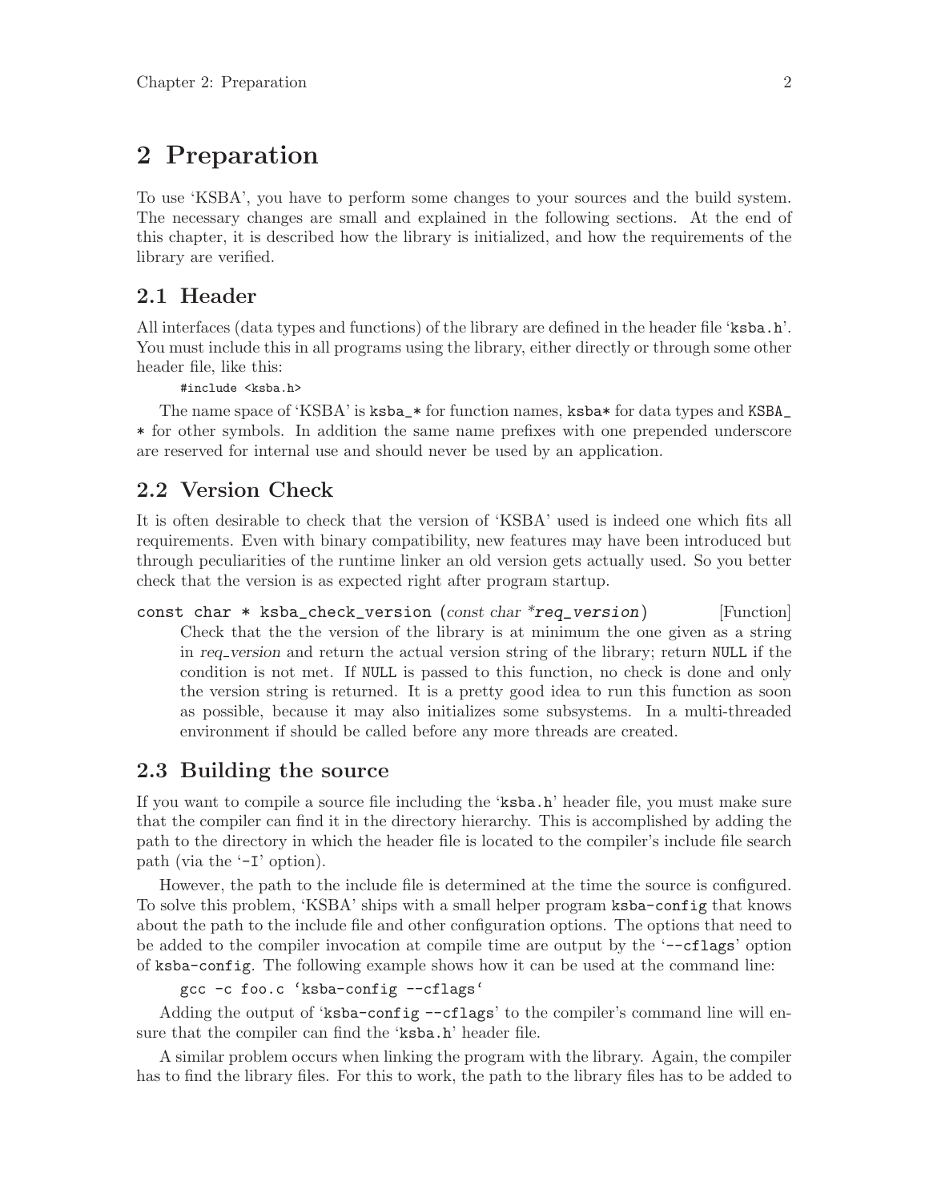# 2 Preparation

To use 'KSBA', you have to perform some changes to your sources and the build system. The necessary changes are small and explained in the following sections. At the end of this chapter, it is described how the library is initialized, and how the requirements of the library are verified.

## 2.1 Header

All interfaces (data types and functions) of the library are defined in the header file 'ksba.h'. You must include this in all programs using the library, either directly or through some other header file, like this:

```
#include <ksba.h>
```

The name space of 'KSBA' is `ksba_*` for function names, `ksba*` for data types and `KSBA_*` for other symbols. In addition the same name prefixes with one prepended underscore are reserved for internal use and should never be used by an application.

## 2.2 Version Check

It is often desirable to check that the version of 'KSBA' used is indeed one which fits all requirements. Even with binary compatibility, new features may have been introduced but through peculiarities of the runtime linker an old version gets actually used. So you better check that the version is as expected right after program startup.

`const char * ksba_check_version (const char *req_version)` [Function]

Check that the the version of the library is at minimum the one given as a string in *req_version* and return the actual version string of the library; return `NULL` if the condition is not met. If `NULL` is passed to this function, no check is done and only the version string is returned. It is a pretty good idea to run this function as soon as possible, because it may also initializes some subsystems. In a multi-threaded environment if should be called before any more threads are created.

## 2.3 Building the source

If you want to compile a source file including the 'ksba.h' header file, you must make sure that the compiler can find it in the directory hierarchy. This is accomplished by adding the path to the directory in which the header file is located to the compiler's include file search path (via the '-I' option).

However, the path to the include file is determined at the time the source is configured. To solve this problem, 'KSBA' ships with a small helper program `ksba-config` that knows about the path to the include file and other configuration options. The options that need to be added to the compiler invocation at compile time are output by the '--cflags' option of `ksba-config`. The following example shows how it can be used at the command line:

```
gcc -c foo.c `ksba-config --cflags`
```

Adding the output of 'ksba-config --cflags' to the compiler's command line will ensure that the compiler can find the 'ksba.h' header file.

A similar problem occurs when linking the program with the library. Again, the compiler has to find the library files. For this to work, the path to the library files has to be added to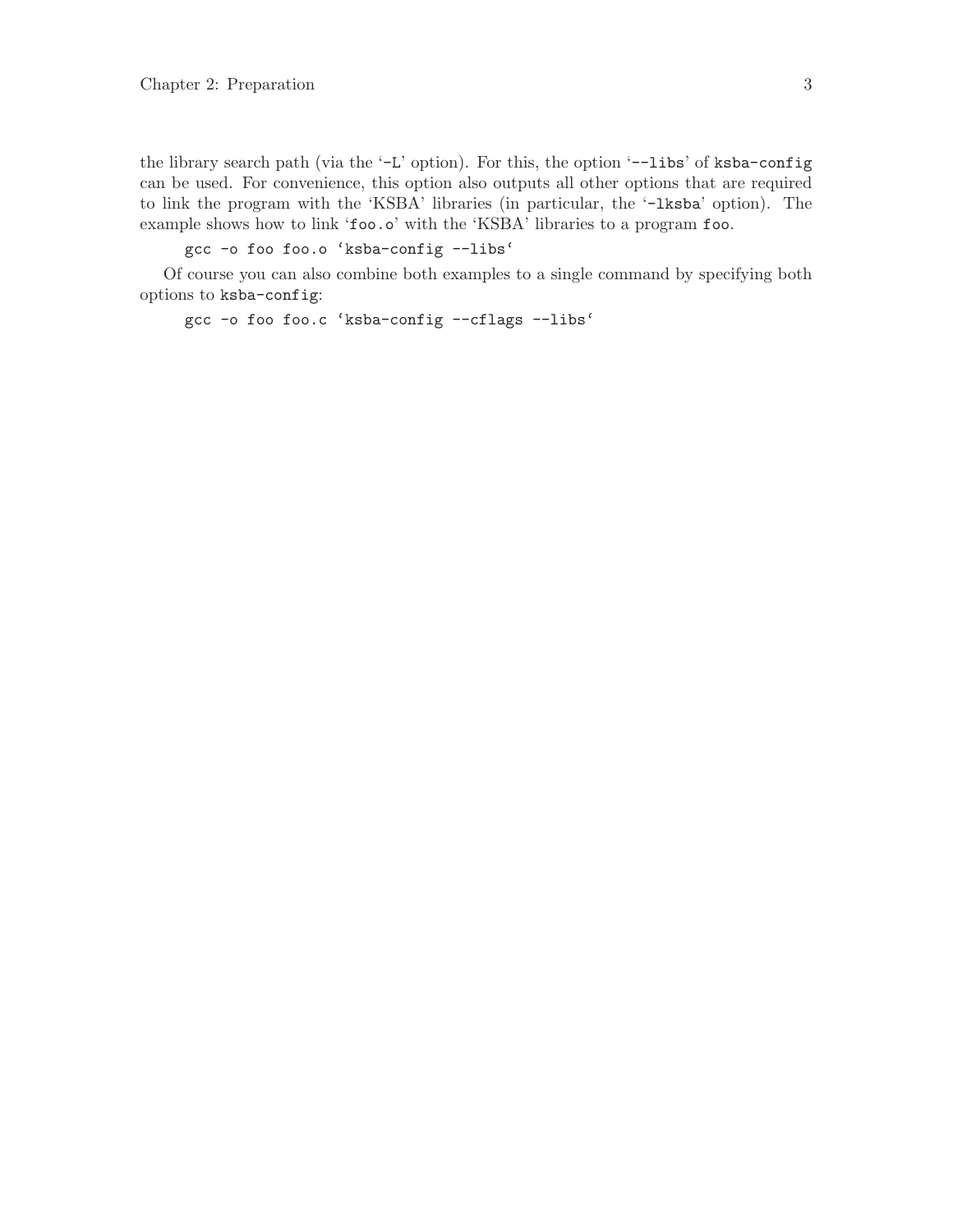the library search path (via the '-L' option). For this, the option '--libs' of `ksba-config` can be used. For convenience, this option also outputs all other options that are required to link the program with the 'KSBA' libraries (in particular, the '-lksba' option). The example shows how to link 'foo.o' with the 'KSBA' libraries to a program `foo`.

```
gcc -o foo foo.o `ksba-config --libs`
```

Of course you can also combine both examples to a single command by specifying both options to `ksba-config`:

```
gcc -o foo foo.c `ksba-config --cflags --libs`
```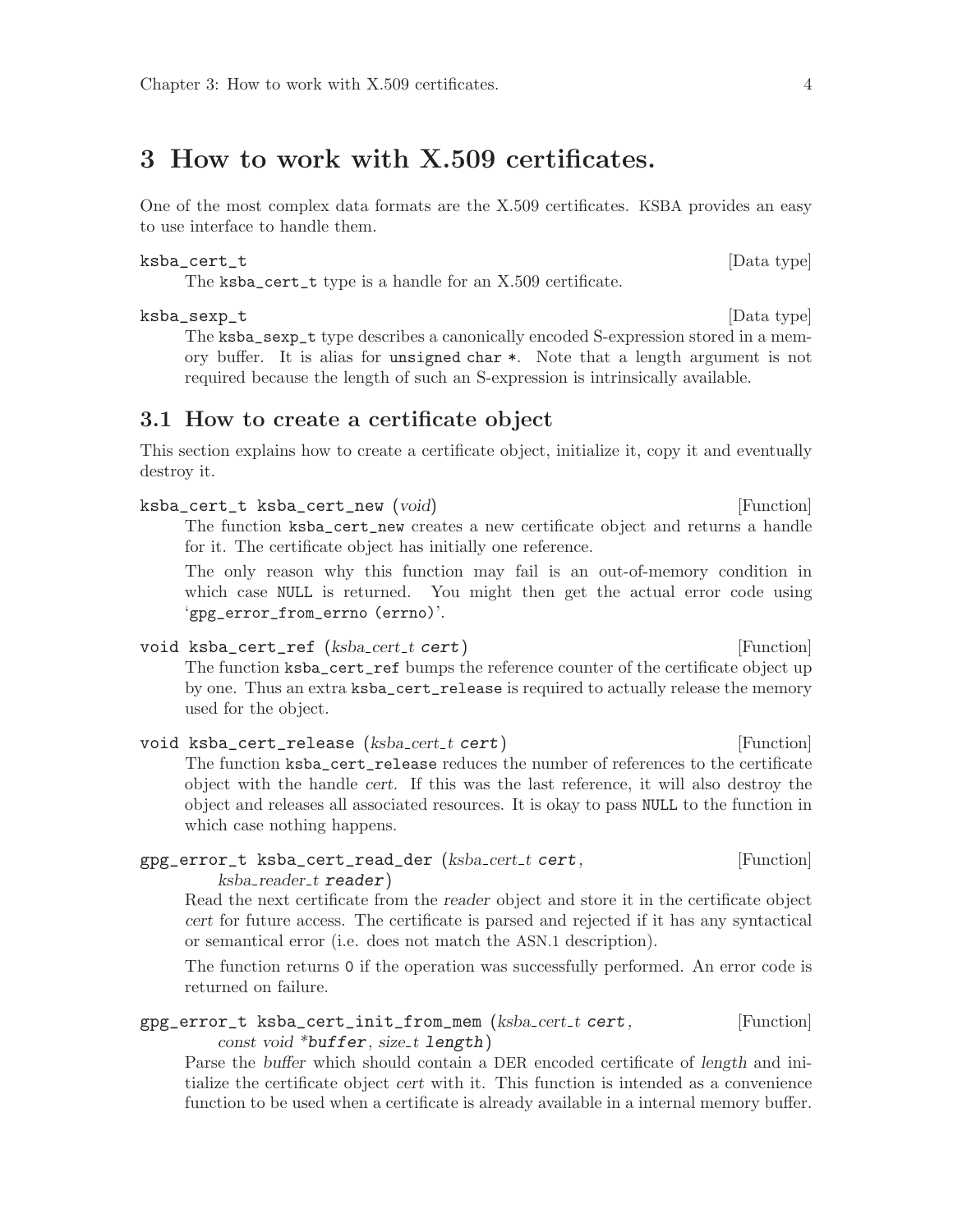# 3 How to work with X.509 certificates.

One of the most complex data formats are the X.509 certificates. KSBA provides an easy to use interface to handle them.

`ksba_cert_t` [Data type]

The `ksba_cert_t` type is a handle for an X.509 certificate.

`ksba_sexp_t` [Data type]

The `ksba_sexp_t` type describes a canonically encoded S-expression stored in a memory buffer. It is alias for `unsigned char *`. Note that a length argument is not required because the length of such an S-expression is intrinsically available.

## 3.1 How to create a certificate object

This section explains how to create a certificate object, initialize it, copy it and eventually destroy it.

`ksba_cert_t ksba_cert_new` (*void*) [Function]

The function `ksba_cert_new` creates a new certificate object and returns a handle for it. The certificate object has initially one reference.

The only reason why this function may fail is an out-of-memory condition in which case `NULL` is returned. You might then get the actual error code using '`gpg_error_from_errno (errno)`'.

`void ksba_cert_ref` (*ksba_cert_t* **`cert`**) [Function]

The function `ksba_cert_ref` bumps the reference counter of the certificate object up by one. Thus an extra `ksba_cert_release` is required to actually release the memory used for the object.

`void ksba_cert_release` (*ksba_cert_t* **`cert`**) [Function]

The function `ksba_cert_release` reduces the number of references to the certificate object with the handle *cert*. If this was the last reference, it will also destroy the object and releases all associated resources. It is okay to pass `NULL` to the function in which case nothing happens.

`gpg_error_t ksba_cert_read_der` (*ksba_cert_t* **`cert`**, *ksba_reader_t* **`reader`**) [Function]

Read the next certificate from the *reader* object and store it in the certificate object *cert* for future access. The certificate is parsed and rejected if it has any syntactical or semantical error (i.e. does not match the ASN.1 description).

The function returns `0` if the operation was successfully performed. An error code is returned on failure.

`gpg_error_t ksba_cert_init_from_mem` (*ksba_cert_t* **`cert`**, *const void* ***`buffer`**, *size_t* **`length`**) [Function]

Parse the *buffer* which should contain a DER encoded certificate of *length* and initialize the certificate object *cert* with it. This function is intended as a convenience function to be used when a certificate is already available in a internal memory buffer.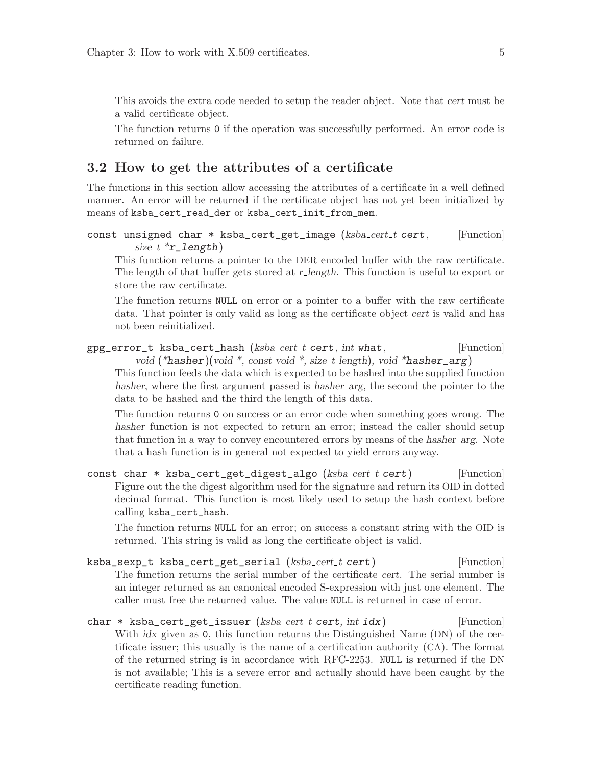This avoids the extra code needed to setup the reader object. Note that *cert* must be a valid certificate object.

The function returns `0` if the operation was successfully performed. An error code is returned on failure.

## 3.2 How to get the attributes of a certificate

The functions in this section allow accessing the attributes of a certificate in a well defined manner. An error will be returned if the certificate object has not yet been initialized by means of `ksba_cert_read_der` or `ksba_cert_init_from_mem`.

`const unsigned char * ksba_cert_get_image` (*ksba_cert_t* **cert**, *size_t* ***r_length**) [Function]

This function returns a pointer to the DER encoded buffer with the raw certificate. The length of that buffer gets stored at *r_length*. This function is useful to export or store the raw certificate.

The function returns `NULL` on error or a pointer to a buffer with the raw certificate data. That pointer is only valid as long as the certificate object *cert* is valid and has not been reinitialized.

`gpg_error_t ksba_cert_hash` (*ksba_cert_t* **cert**, *int* **what**, *void* (***hasher**)(*void *, const void *, size_t length*), *void* ***hasher_arg**) [Function]

This function feeds the data which is expected to be hashed into the supplied function *hasher*, where the first argument passed is *hasher_arg*, the second the pointer to the data to be hashed and the third the length of this data.

The function returns `0` on success or an error code when something goes wrong. The *hasher* function is not expected to return an error; instead the caller should setup that function in a way to convey encountered errors by means of the *hasher_arg*. Note that a hash function is in general not expected to yield errors anyway.

`const char * ksba_cert_get_digest_algo` (*ksba_cert_t* **cert**) [Function]

Figure out the the digest algorithm used for the signature and return its OID in dotted decimal format. This function is most likely used to setup the hash context before calling `ksba_cert_hash`.

The function returns `NULL` for an error; on success a constant string with the OID is returned. This string is valid as long the certificate object is valid.

`ksba_sexp_t ksba_cert_get_serial` (*ksba_cert_t* **cert**) [Function]

The function returns the serial number of the certificate *cert*. The serial number is an integer returned as an canonical encoded S-expression with just one element. The caller must free the returned value. The value `NULL` is returned in case of error.

`char * ksba_cert_get_issuer` (*ksba_cert_t* **cert**, *int* **idx**) [Function]

With *idx* given as `0`, this function returns the Distinguished Name (DN) of the certificate issuer; this usually is the name of a certification authority (CA). The format of the returned string is in accordance with RFC-2253. `NULL` is returned if the DN is not available; This is a severe error and actually should have been caught by the certificate reading function.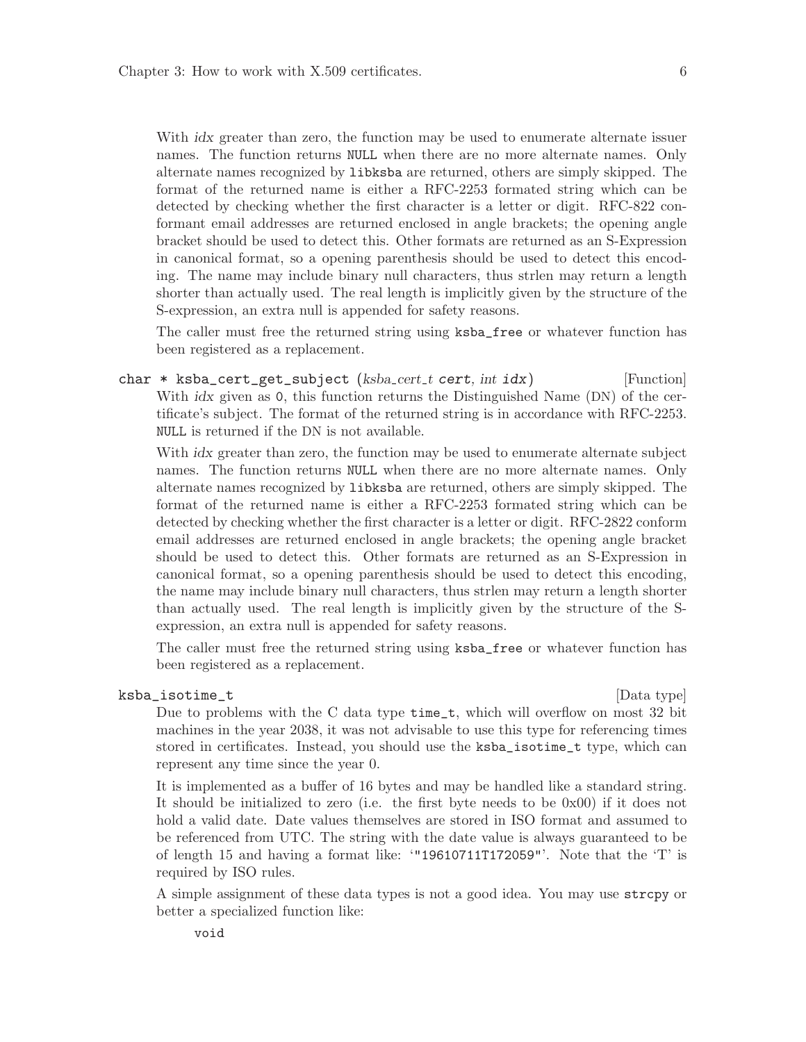With *idx* greater than zero, the function may be used to enumerate alternate issuer names. The function returns `NULL` when there are no more alternate names. Only alternate names recognized by `libksba` are returned, others are simply skipped. The format of the returned name is either a RFC-2253 formated string which can be detected by checking whether the first character is a letter or digit. RFC-822 conformant email addresses are returned enclosed in angle brackets; the opening angle bracket should be used to detect this. Other formats are returned as an S-Expression in canonical format, so a opening parenthesis should be used to detect this encoding. The name may include binary null characters, thus strlen may return a length shorter than actually used. The real length is implicitly given by the structure of the S-expression, an extra null is appended for safety reasons.

The caller must free the returned string using `ksba_free` or whatever function has been registered as a replacement.

`char * ksba_cert_get_subject (ksba_cert_t cert, int idx)` [Function]

With *idx* given as `0`, this function returns the Distinguished Name (DN) of the certificate's subject. The format of the returned string is in accordance with RFC-2253. `NULL` is returned if the DN is not available.

With *idx* greater than zero, the function may be used to enumerate alternate subject names. The function returns `NULL` when there are no more alternate names. Only alternate names recognized by `libksba` are returned, others are simply skipped. The format of the returned name is either a RFC-2253 formated string which can be detected by checking whether the first character is a letter or digit. RFC-2822 conform email addresses are returned enclosed in angle brackets; the opening angle bracket should be used to detect this. Other formats are returned as an S-Expression in canonical format, so a opening parenthesis should be used to detect this encoding, the name may include binary null characters, thus strlen may return a length shorter than actually used. The real length is implicitly given by the structure of the S-expression, an extra null is appended for safety reasons.

The caller must free the returned string using `ksba_free` or whatever function has been registered as a replacement.

`ksba_isotime_t` [Data type]

Due to problems with the C data type `time_t`, which will overflow on most 32 bit machines in the year 2038, it was not advisable to use this type for referencing times stored in certificates. Instead, you should use the `ksba_isotime_t` type, which can represent any time since the year 0.

It is implemented as a buffer of 16 bytes and may be handled like a standard string. It should be initialized to zero (i.e. the first byte needs to be 0x00) if it does not hold a valid date. Date values themselves are stored in ISO format and assumed to be referenced from UTC. The string with the date value is always guaranteed to be of length 15 and having a format like: '`"19610711T172059"`'. Note that the 'T' is required by ISO rules.

A simple assignment of these data types is not a good idea. You may use `strcpy` or better a specialized function like:

```
void
```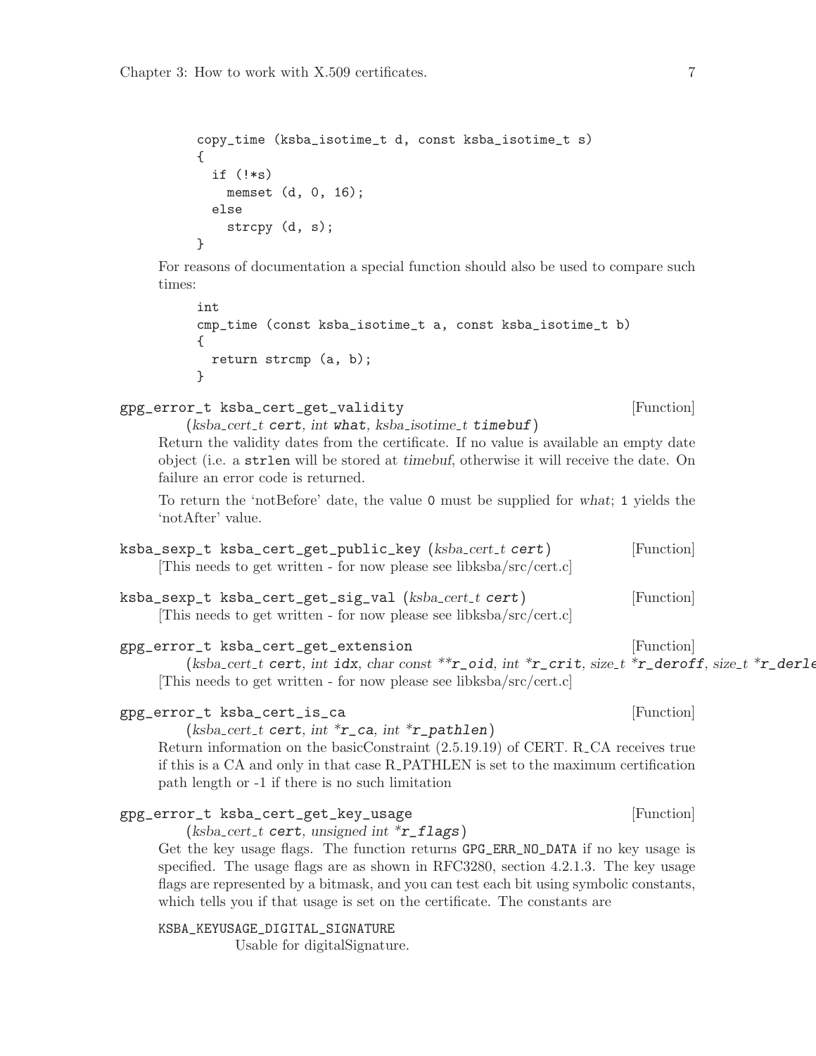```
copy_time (ksba_isotime_t d, const ksba_isotime_t s)
{
  if (!*s)
    memset (d, 0, 16);
  else
    strcpy (d, s);
}
```

For reasons of documentation a special function should also be used to compare such times:

```
int
cmp_time (const ksba_isotime_t a, const ksba_isotime_t b)
{
  return strcmp (a, b);
}
```

`gpg_error_t ksba_cert_get_validity` *(ksba_cert_t* **cert***, int* **what***, ksba_isotime_t* **timebuf***)* [Function]

Return the validity dates from the certificate. If no value is available an empty date object (i.e. a `strlen` will be stored at *timebuf*, otherwise it will receive the date. On failure an error code is returned.

To return the 'notBefore' date, the value `0` must be supplied for *what*; `1` yields the 'notAfter' value.

`ksba_sexp_t ksba_cert_get_public_key` *(ksba_cert_t* **cert***)* [Function]

[This needs to get written - for now please see libksba/src/cert.c]

`ksba_sexp_t ksba_cert_get_sig_val` *(ksba_cert_t* **cert***)* [Function]

[This needs to get written - for now please see libksba/src/cert.c]

`gpg_error_t ksba_cert_get_extension` *(ksba_cert_t* **cert***, int* **idx***, char const* ***\*\*r_oid***, int* ***\*r_crit***, size_t* ***\*r_deroff***, size_t* ***\*r_derle*** [Function]

[This needs to get written - for now please see libksba/src/cert.c]

`gpg_error_t ksba_cert_is_ca` *(ksba_cert_t* **cert***, int* ***\*r_ca***, int* ***\*r_pathlen***)* [Function]

Return information on the basicConstraint (2.5.19.19) of CERT. R_CA receives true if this is a CA and only in that case R_PATHLEN is set to the maximum certification path length or -1 if there is no such limitation

`gpg_error_t ksba_cert_get_key_usage` *(ksba_cert_t* **cert***, unsigned int* ***\*r_flags***)* [Function]

Get the key usage flags. The function returns `GPG_ERR_NO_DATA` if no key usage is specified. The usage flags are as shown in RFC3280, section 4.2.1.3. The key usage flags are represented by a bitmask, and you can test each bit using symbolic constants, which tells you if that usage is set on the certificate. The constants are

`KSBA_KEYUSAGE_DIGITAL_SIGNATURE`
: Usable for digitalSignature.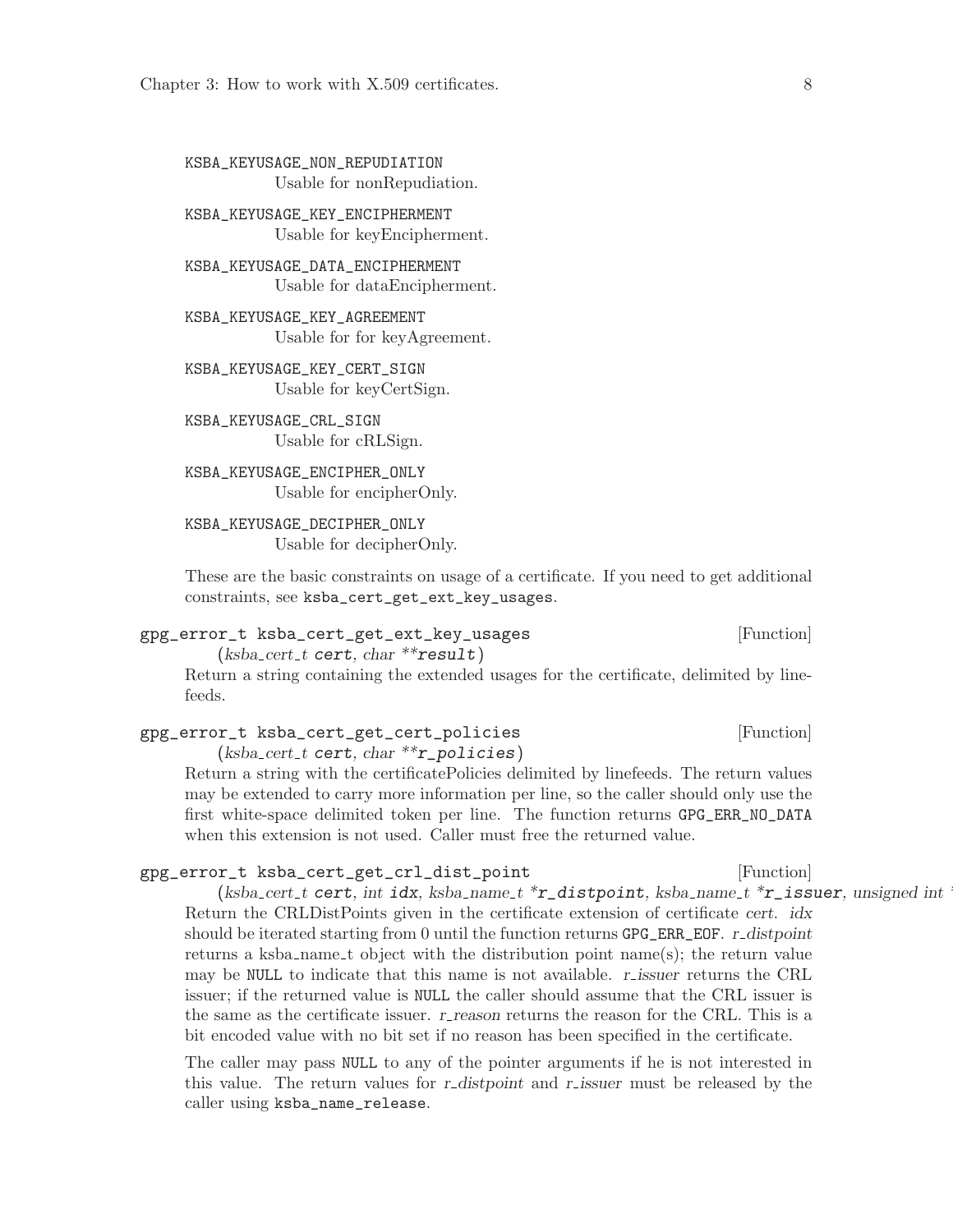KSBA_KEYUSAGE_NON_REPUDIATION
: Usable for nonRepudiation.

KSBA_KEYUSAGE_KEY_ENCIPHERMENT
: Usable for keyEncipherment.

KSBA_KEYUSAGE_DATA_ENCIPHERMENT
: Usable for dataEncipherment.

KSBA_KEYUSAGE_KEY_AGREEMENT
: Usable for for keyAgreement.

KSBA_KEYUSAGE_KEY_CERT_SIGN
: Usable for keyCertSign.

KSBA_KEYUSAGE_CRL_SIGN
: Usable for cRLSign.

KSBA_KEYUSAGE_ENCIPHER_ONLY
: Usable for encipherOnly.

KSBA_KEYUSAGE_DECIPHER_ONLY
: Usable for decipherOnly.

These are the basic constraints on usage of a certificate. If you need to get additional constraints, see `ksba_cert_get_ext_key_usages`.

`gpg_error_t ksba_cert_get_ext_key_usages` *(ksba_cert_t* **cert**, *char* ****result***)* [Function]

Return a string containing the extended usages for the certificate, delimited by linefeeds.

`gpg_error_t ksba_cert_get_cert_policies` *(ksba_cert_t* **cert**, *char* ****r_policies***)* [Function]

Return a string with the certificatePolicies delimited by linefeeds. The return values may be extended to carry more information per line, so the caller should only use the first white-space delimited token per line. The function returns `GPG_ERR_NO_DATA` when this extension is not used. Caller must free the returned value.

`gpg_error_t ksba_cert_get_crl_dist_point` *(ksba_cert_t* **cert**, *int* **idx**, *ksba_name_t* ***r_distpoint**, *ksba_name_t* ***r_issuer**, *unsigned int* [Function]

Return the CRLDistPoints given in the certificate extension of certificate *cert*. *idx* should be iterated starting from 0 until the function returns `GPG_ERR_EOF`. *r_distpoint* returns a ksba_name_t object with the distribution point name(s); the return value may be `NULL` to indicate that this name is not available. *r_issuer* returns the CRL issuer; if the returned value is `NULL` the caller should assume that the CRL issuer is the same as the certificate issuer. *r_reason* returns the reason for the CRL. This is a bit encoded value with no bit set if no reason has been specified in the certificate.

The caller may pass `NULL` to any of the pointer arguments if he is not interested in this value. The return values for *r_distpoint* and *r_issuer* must be released by the caller using `ksba_name_release`.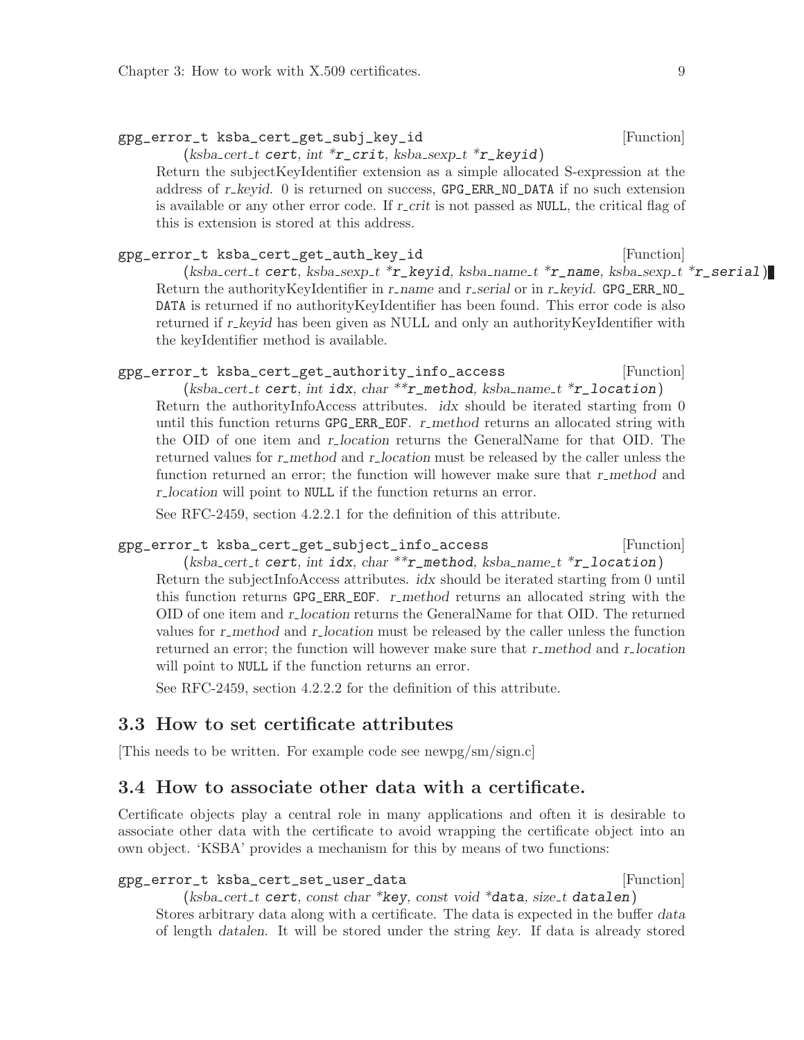gpg_error_t ksba_cert_get_subj_key_id [Function]
(*ksba_cert_t* **cert**, *int* ***r_crit**, *ksba_sexp_t* ***r_keyid**)

Return the subjectKeyIdentifier extension as a simple allocated S-expression at the address of *r_keyid*. 0 is returned on success, `GPG_ERR_NO_DATA` if no such extension is available or any other error code. If *r_crit* is not passed as `NULL`, the critical flag of this is extension is stored at this address.

gpg_error_t ksba_cert_get_auth_key_id [Function]
(*ksba_cert_t* **cert**, *ksba_sexp_t* ***r_keyid**, *ksba_name_t* ***r_name**, *ksba_sexp_t* ***r_serial**)

Return the authorityKeyIdentifier in *r_name* and *r_serial* or in *r_keyid*. `GPG_ERR_NO_DATA` is returned if no authorityKeyIdentifier has been found. This error code is also returned if *r_keyid* has been given as NULL and only an authorityKeyIdentifier with the keyIdentifier method is available.

gpg_error_t ksba_cert_get_authority_info_access [Function]
(*ksba_cert_t* **cert**, *int* **idx**, *char* ****r_method**, *ksba_name_t* ***r_location**)

Return the authorityInfoAccess attributes. *idx* should be iterated starting from 0 until this function returns `GPG_ERR_EOF`. *r_method* returns an allocated string with the OID of one item and *r_location* returns the GeneralName for that OID. The returned values for *r_method* and *r_location* must be released by the caller unless the function returned an error; the function will however make sure that *r_method* and *r_location* will point to `NULL` if the function returns an error.

See RFC-2459, section 4.2.2.1 for the definition of this attribute.

gpg_error_t ksba_cert_get_subject_info_access [Function]
(*ksba_cert_t* **cert**, *int* **idx**, *char* ****r_method**, *ksba_name_t* ***r_location**)

Return the subjectInfoAccess attributes. *idx* should be iterated starting from 0 until this function returns `GPG_ERR_EOF`. *r_method* returns an allocated string with the OID of one item and *r_location* returns the GeneralName for that OID. The returned values for *r_method* and *r_location* must be released by the caller unless the function returned an error; the function will however make sure that *r_method* and *r_location* will point to `NULL` if the function returns an error.

See RFC-2459, section 4.2.2.2 for the definition of this attribute.

## 3.3 How to set certificate attributes

[This needs to be written. For example code see newpg/sm/sign.c]

## 3.4 How to associate other data with a certificate.

Certificate objects play a central role in many applications and often it is desirable to associate other data with the certificate to avoid wrapping the certificate object into an own object. 'KSBA' provides a mechanism for this by means of two functions:

gpg_error_t ksba_cert_set_user_data [Function]
(*ksba_cert_t* **cert**, *const char* ***key**, *const void* ***data**, *size_t* **datalen**)

Stores arbitrary data along with a certificate. The data is expected in the buffer *data* of length *datalen*. It will be stored under the string *key*. If data is already stored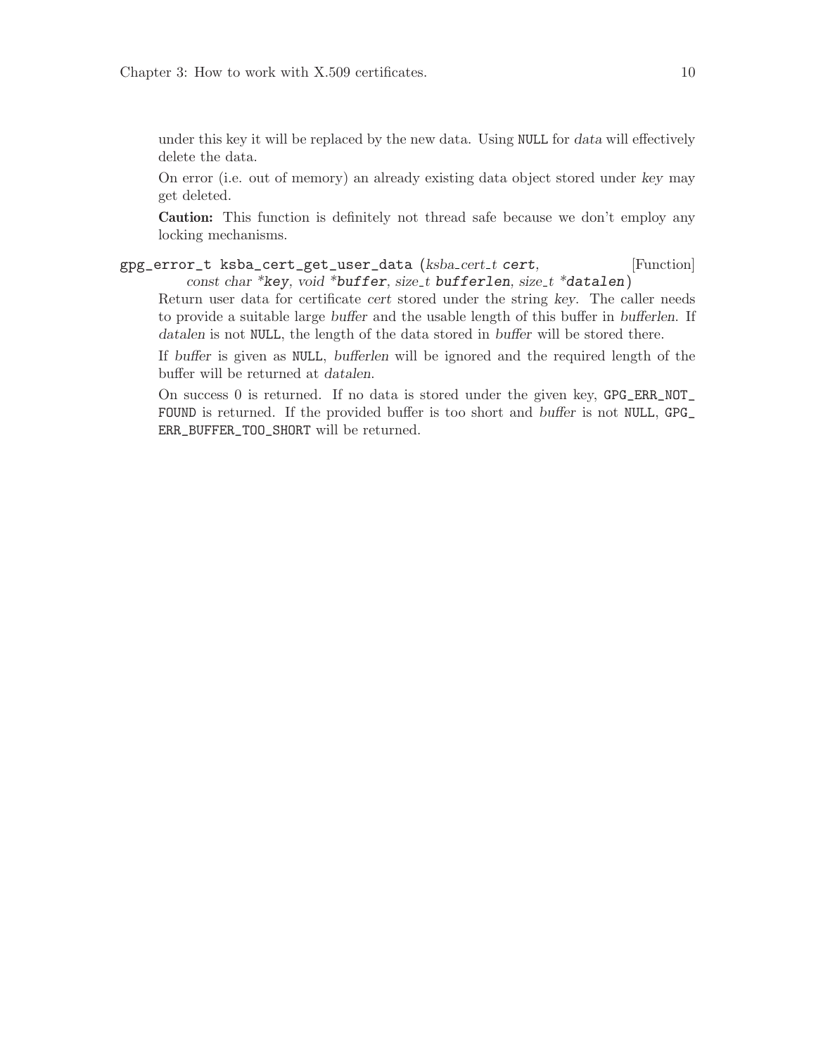under this key it will be replaced by the new data. Using `NULL` for *data* will effectively delete the data.

On error (i.e. out of memory) an already existing data object stored under *key* may get deleted.

**Caution:** This function is definitely not thread safe because we don't employ any locking mechanisms.

`gpg_error_t ksba_cert_get_user_data` (*ksba_cert_t* **cert**, *const char* ***key**, *void* ***buffer**, *size_t* **bufferlen**, *size_t* ***datalen**) [Function]

Return user data for certificate *cert* stored under the string *key*. The caller needs to provide a suitable large *buffer* and the usable length of this buffer in *bufferlen*. If *datalen* is not `NULL`, the length of the data stored in *buffer* will be stored there.

If *buffer* is given as `NULL`, *bufferlen* will be ignored and the required length of the buffer will be returned at *datalen*.

On success 0 is returned. If no data is stored under the given key, `GPG_ERR_NOT_FOUND` is returned. If the provided buffer is too short and *buffer* is not `NULL`, `GPG_ERR_BUFFER_TOO_SHORT` will be returned.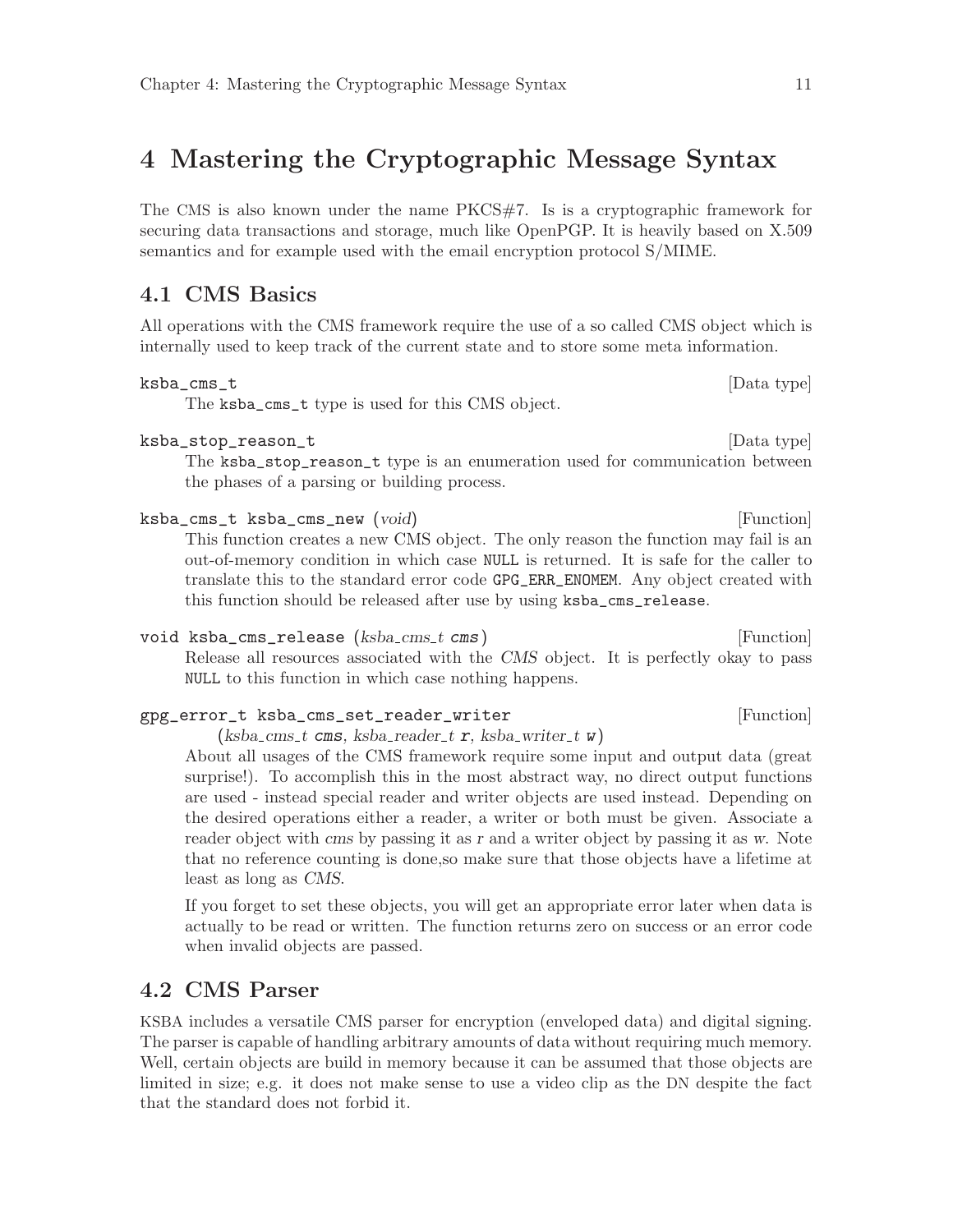# 4 Mastering the Cryptographic Message Syntax

The CMS is also known under the name PKCS#7. Is is a cryptographic framework for securing data transactions and storage, much like OpenPGP. It is heavily based on X.509 semantics and for example used with the email encryption protocol S/MIME.

## 4.1 CMS Basics

All operations with the CMS framework require the use of a so called CMS object which is internally used to keep track of the current state and to store some meta information.

`ksba_cms_t` [Data type]

The `ksba_cms_t` type is used for this CMS object.

`ksba_stop_reason_t` [Data type]

The `ksba_stop_reason_t` type is an enumeration used for communication between the phases of a parsing or building process.

`ksba_cms_t ksba_cms_new` (*void*) [Function]

This function creates a new CMS object. The only reason the function may fail is an out-of-memory condition in which case `NULL` is returned. It is safe for the caller to translate this to the standard error code `GPG_ERR_ENOMEM`. Any object created with this function should be released after use by using `ksba_cms_release`.

`void ksba_cms_release` (*ksba_cms_t* **cms**) [Function]

Release all resources associated with the *CMS* object. It is perfectly okay to pass `NULL` to this function in which case nothing happens.

`gpg_error_t ksba_cms_set_reader_writer` (*ksba_cms_t* **cms**, *ksba_reader_t* **r**, *ksba_writer_t* **w**) [Function]

About all usages of the CMS framework require some input and output data (great surprise!). To accomplish this in the most abstract way, no direct output functions are used - instead special reader and writer objects are used instead. Depending on the desired operations either a reader, a writer or both must be given. Associate a reader object with *cms* by passing it as *r* and a writer object by passing it as *w*. Note that no reference counting is done,so make sure that those objects have a lifetime at least as long as *CMS*.

If you forget to set these objects, you will get an appropriate error later when data is actually to be read or written. The function returns zero on success or an error code when invalid objects are passed.

## 4.2 CMS Parser

KSBA includes a versatile CMS parser for encryption (enveloped data) and digital signing. The parser is capable of handling arbitrary amounts of data without requiring much memory. Well, certain objects are build in memory because it can be assumed that those objects are limited in size; e.g. it does not make sense to use a video clip as the DN despite the fact that the standard does not forbid it.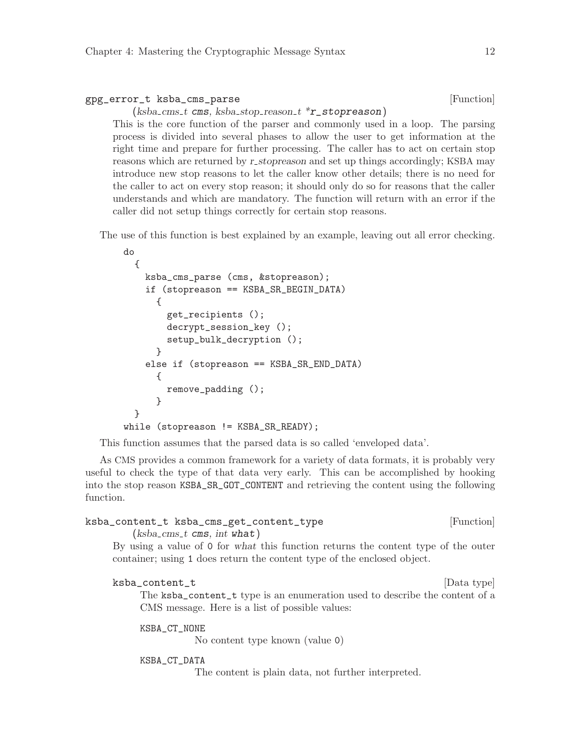gpg_error_t ksba_cms_parse (*ksba_cms_t* **cms**, *ksba_stop_reason_t* ***r_stopreason**) [Function]

This is the core function of the parser and commonly used in a loop. The parsing process is divided into several phases to allow the user to get information at the right time and prepare for further processing. The caller has to act on certain stop reasons which are returned by *r_stopreason* and set up things accordingly; KSBA may introduce new stop reasons to let the caller know other details; there is no need for the caller to act on every stop reason; it should only do so for reasons that the caller understands and which are mandatory. The function will return with an error if the caller did not setup things correctly for certain stop reasons.

The use of this function is best explained by an example, leaving out all error checking.

```
do
  {
    ksba_cms_parse (cms, &stopreason);
    if (stopreason == KSBA_SR_BEGIN_DATA)
      {
        get_recipients ();
        decrypt_session_key ();
        setup_bulk_decryption ();
      }
    else if (stopreason == KSBA_SR_END_DATA)
      {
        remove_padding ();
      }
  }
while (stopreason != KSBA_SR_READY);
```

This function assumes that the parsed data is so called 'enveloped data'.

As CMS provides a common framework for a variety of data formats, it is probably very useful to check the type of that data very early. This can be accomplished by hooking into the stop reason `KSBA_SR_GOT_CONTENT` and retrieving the content using the following function.

ksba_content_t ksba_cms_get_content_type (*ksba_cms_t* **cms**, *int* **what**) [Function]

By using a value of `0` for *what* this function returns the content type of the outer container; using `1` does return the content type of the enclosed object.

ksba_content_t [Data type]

The `ksba_content_t` type is an enumeration used to describe the content of a CMS message. Here is a list of possible values:

`KSBA_CT_NONE`
: No content type known (value `0`)

`KSBA_CT_DATA`
: The content is plain data, not further interpreted.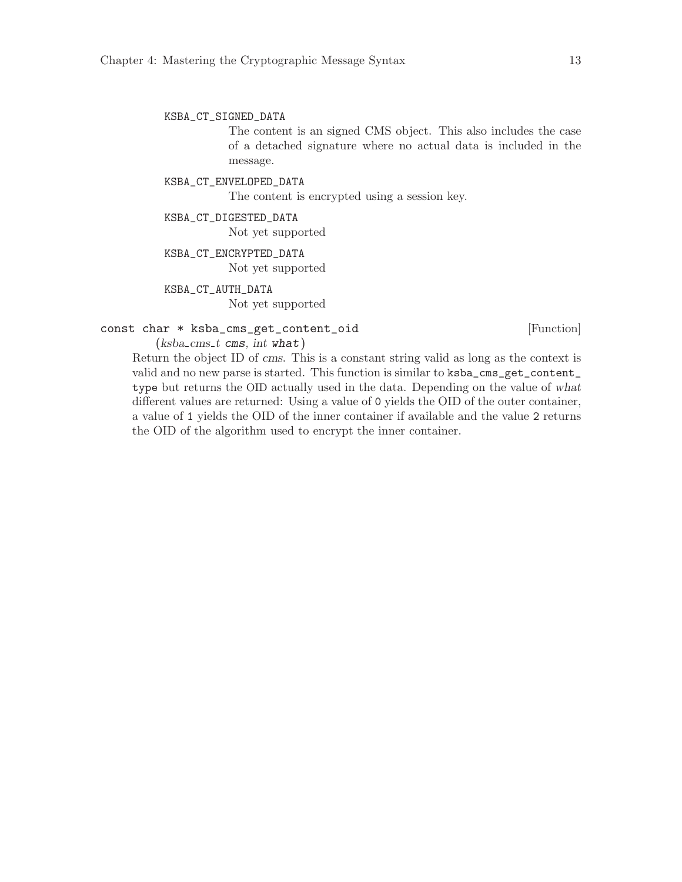`KSBA_CT_SIGNED_DATA`
: The content is an signed CMS object. This also includes the case of a detached signature where no actual data is included in the message.

`KSBA_CT_ENVELOPED_DATA`
: The content is encrypted using a session key.

`KSBA_CT_DIGESTED_DATA`
: Not yet supported

`KSBA_CT_ENCRYPTED_DATA`
: Not yet supported

`KSBA_CT_AUTH_DATA`
: Not yet supported

`const char * ksba_cms_get_content_oid` *(ksba_cms_t* **cms***, int* **what***)* [Function]

Return the object ID of *cms*. This is a constant string valid as long as the context is valid and no new parse is started. This function is similar to `ksba_cms_get_content_type` but returns the OID actually used in the data. Depending on the value of *what* different values are returned: Using a value of `0` yields the OID of the outer container, a value of `1` yields the OID of the inner container if available and the value `2` returns the OID of the algorithm used to encrypt the inner container.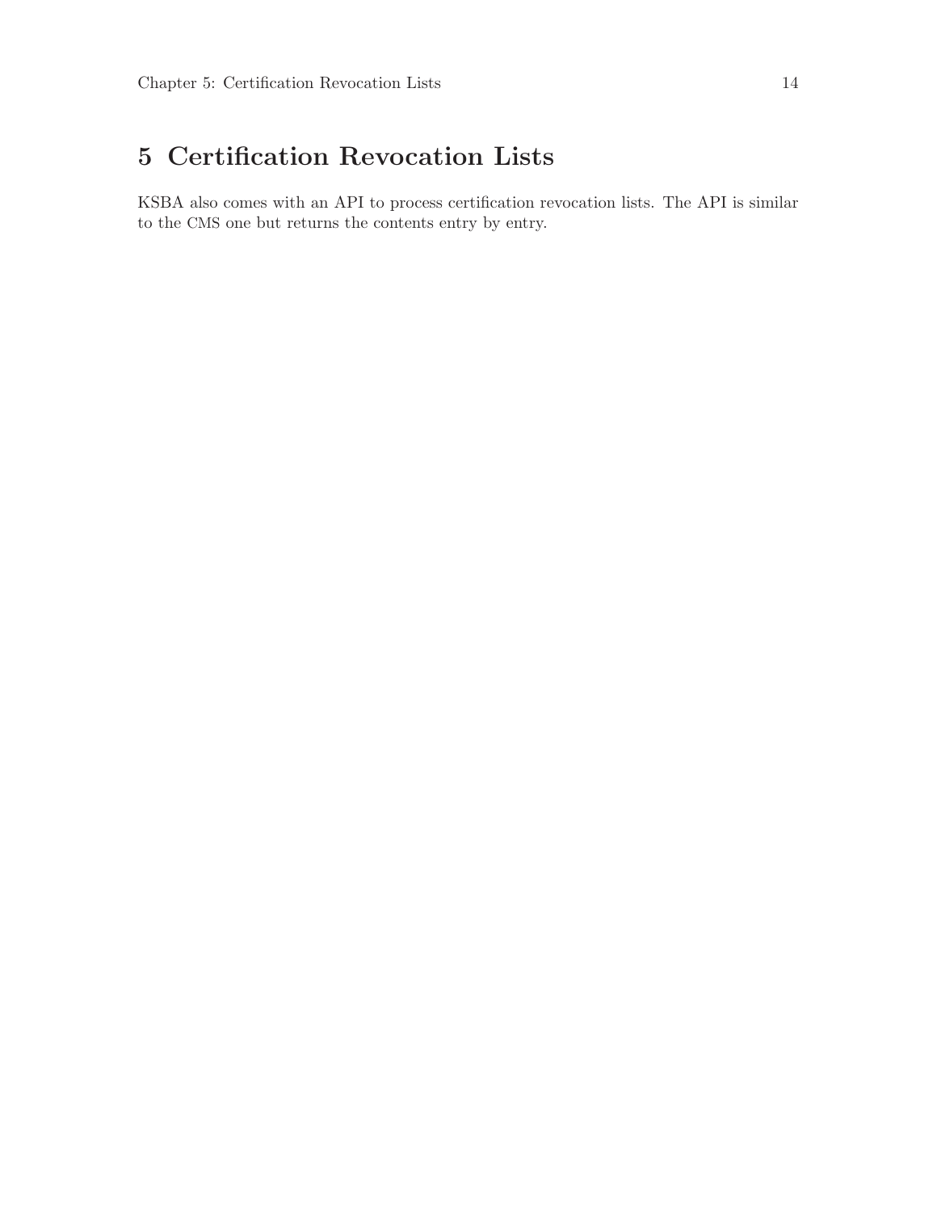# 5 Certification Revocation Lists

KSBA also comes with an API to process certification revocation lists. The API is similar to the CMS one but returns the contents entry by entry.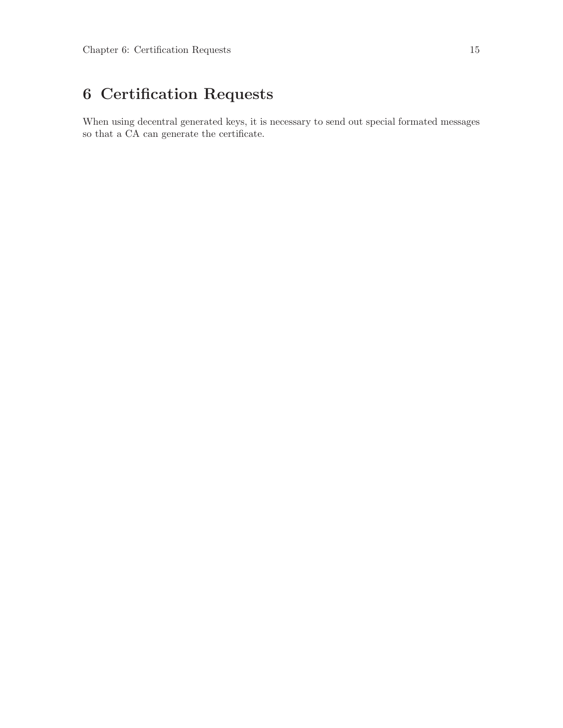# 6 Certification Requests

When using decentral generated keys, it is necessary to send out special formated messages so that a CA can generate the certificate.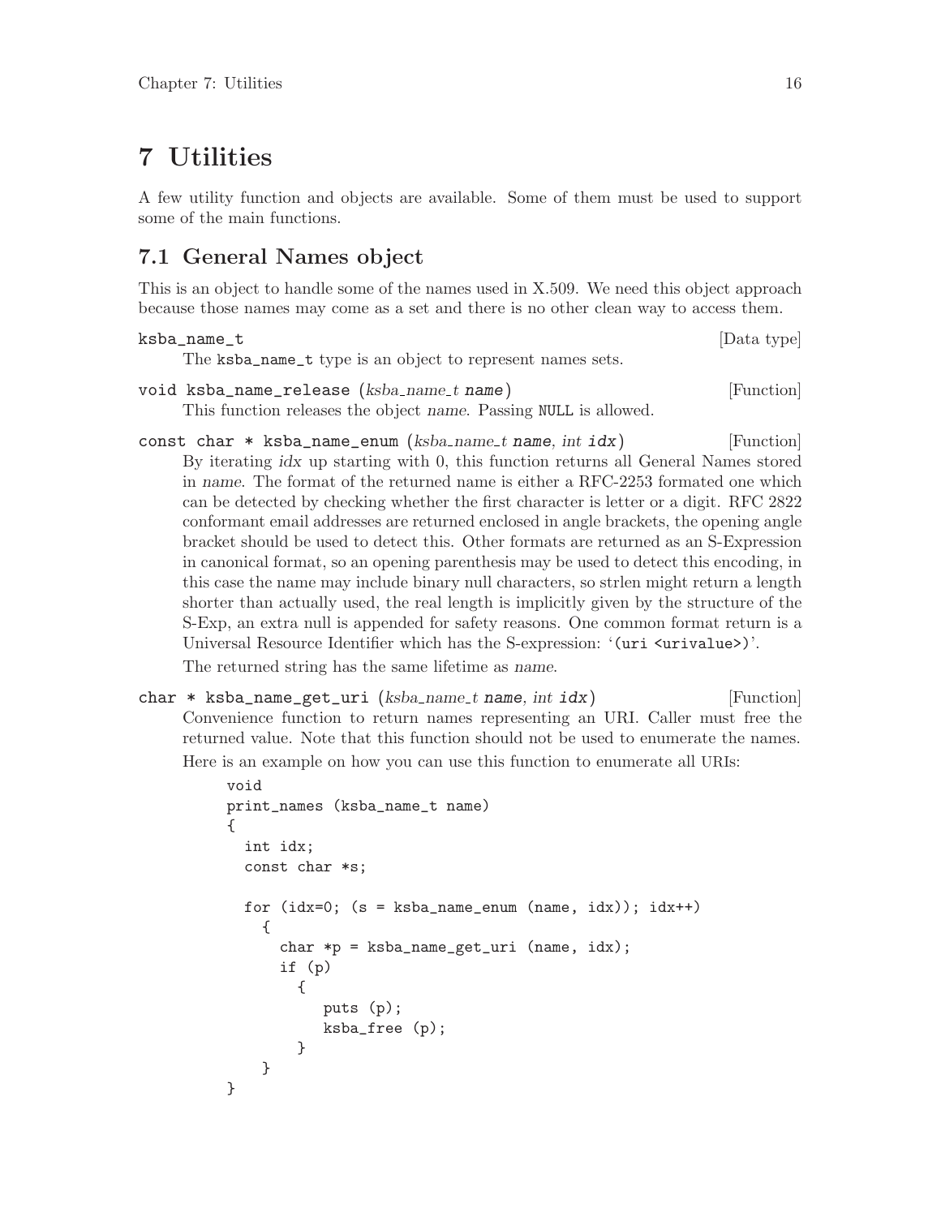# 7 Utilities

A few utility function and objects are available. Some of them must be used to support some of the main functions.

## 7.1 General Names object

This is an object to handle some of the names used in X.509. We need this object approach because those names may come as a set and there is no other clean way to access them.

`ksba_name_t` [Data type]

The `ksba_name_t` type is an object to represent names sets.

`void ksba_name_release (ksba_name_t name)` [Function]

This function releases the object *name*. Passing `NULL` is allowed.

`const char * ksba_name_enum (ksba_name_t name, int idx)` [Function]

By iterating *idx* up starting with 0, this function returns all General Names stored in *name*. The format of the returned name is either a RFC-2253 formated one which can be detected by checking whether the first character is letter or a digit. RFC 2822 conformant email addresses are returned enclosed in angle brackets, the opening angle bracket should be used to detect this. Other formats are returned as an S-Expression in canonical format, so an opening parenthesis may be used to detect this encoding, in this case the name may include binary null characters, so strlen might return a length shorter than actually used, the real length is implicitly given by the structure of the S-Exp, an extra null is appended for safety reasons. One common format return is a Universal Resource Identifier which has the S-expression: '`(uri <urivalue>)`'.

The returned string has the same lifetime as *name*.

`char * ksba_name_get_uri (ksba_name_t name, int idx)` [Function]

Convenience function to return names representing an URI. Caller must free the returned value. Note that this function should not be used to enumerate the names.

Here is an example on how you can use this function to enumerate all URIs:

```
void
print_names (ksba_name_t name)
{
  int idx;
  const char *s;

  for (idx=0; (s = ksba_name_enum (name, idx)); idx++)
    {
      char *p = ksba_name_get_uri (name, idx);
      if (p)
        {
           puts (p);
           ksba_free (p);
        }
    }
}
```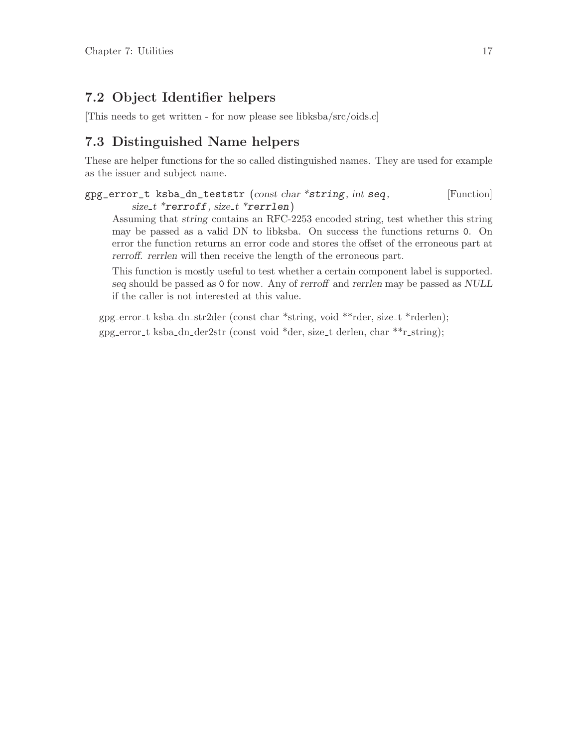## 7.2 Object Identifier helpers

[This needs to get written - for now please see libksba/src/oids.c]

## 7.3 Distinguished Name helpers

These are helper functions for the so called distinguished names. They are used for example as the issuer and subject name.

`gpg_error_t ksba_dn_teststr` (*const char \*string, int seq, size_t \*rerroff, size_t \*rerrlen*) [Function]

> Assuming that *string* contains an RFC-2253 encoded string, test whether this string may be passed as a valid DN to libksba. On success the functions returns `0`. On error the function returns an error code and stores the offset of the erroneous part at *rerroff*. *rerrlen* will then receive the length of the erroneous part.
>
> This function is mostly useful to test whether a certain component label is supported. *seq* should be passed as `0` for now. Any of *rerroff* and *rerrlen* may be passed as *NULL* if the caller is not interested at this value.

gpg_error_t ksba_dn_str2der (const char *string, void **rder, size_t *rderlen);

gpg_error_t ksba_dn_der2str (const void *der, size_t derlen, char **r_string);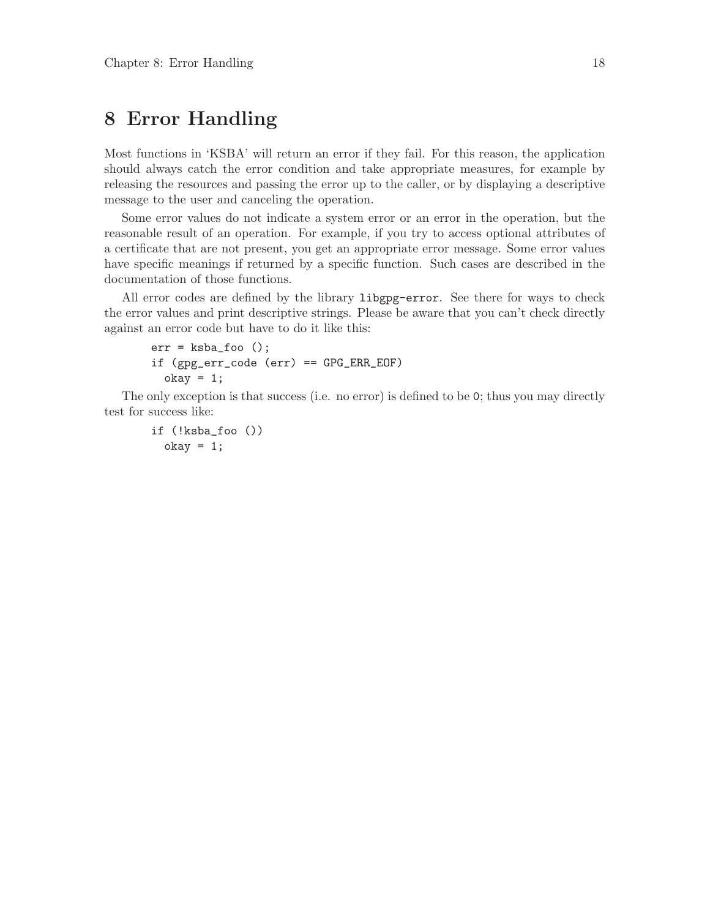# 8 Error Handling

Most functions in 'KSBA' will return an error if they fail. For this reason, the application should always catch the error condition and take appropriate measures, for example by releasing the resources and passing the error up to the caller, or by displaying a descriptive message to the user and canceling the operation.

Some error values do not indicate a system error or an error in the operation, but the reasonable result of an operation. For example, if you try to access optional attributes of a certificate that are not present, you get an appropriate error message. Some error values have specific meanings if returned by a specific function. Such cases are described in the documentation of those functions.

All error codes are defined by the library `libgpg-error`. See there for ways to check the error values and print descriptive strings. Please be aware that you can't check directly against an error code but have to do it like this:

```
err = ksba_foo ();
if (gpg_err_code (err) == GPG_ERR_EOF)
  okay = 1;
```

The only exception is that success (i.e. no error) is defined to be `0`; thus you may directly test for success like:

```
if (!ksba_foo ())
  okay = 1;
```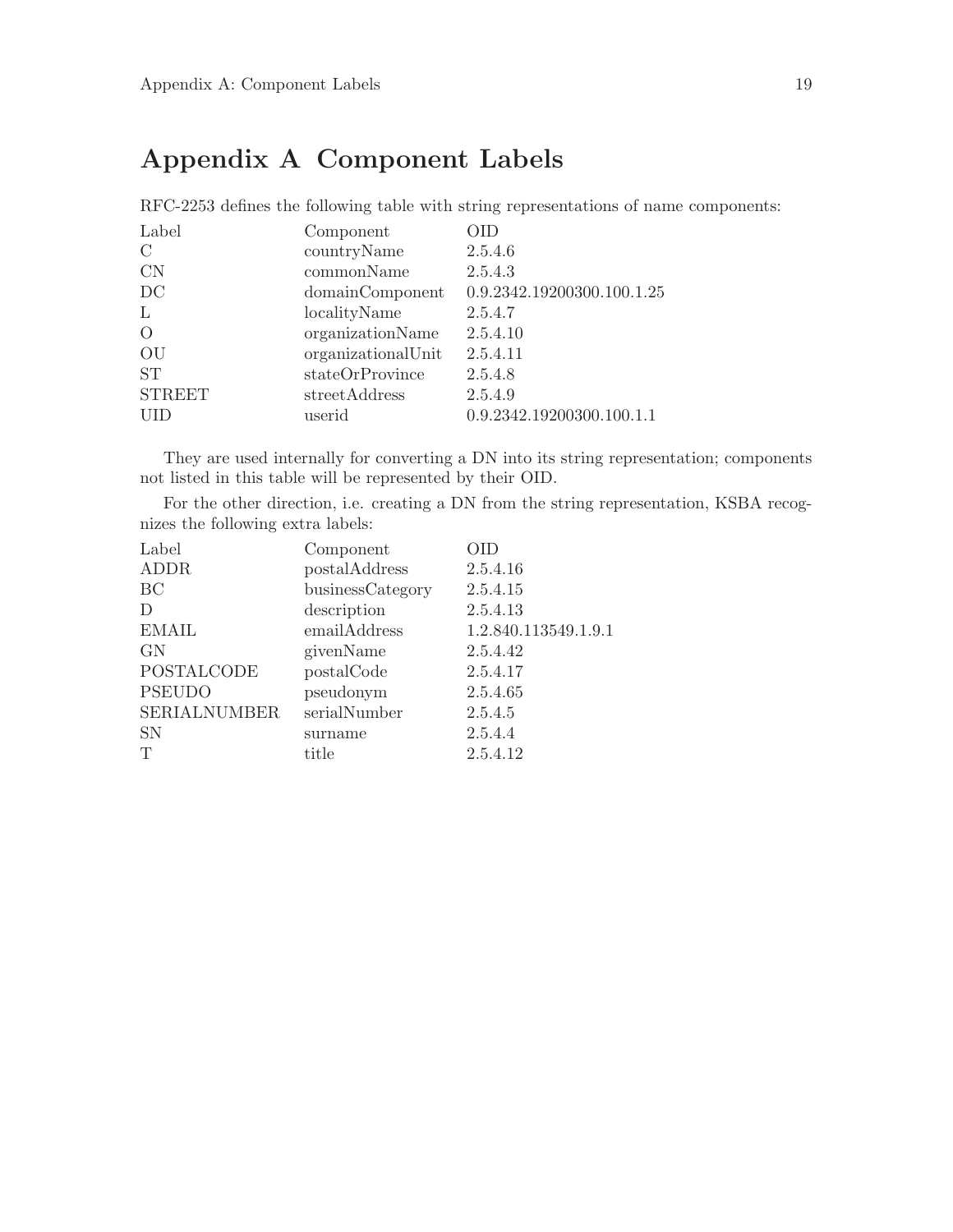# Appendix A Component Labels

RFC-2253 defines the following table with string representations of name components:

| Label | Component | OID |
|---|---|---|
| C | countryName | 2.5.4.6 |
| CN | commonName | 2.5.4.3 |
| DC | domainComponent | 0.9.2342.19200300.100.1.25 |
| L | localityName | 2.5.4.7 |
| O | organizationName | 2.5.4.10 |
| OU | organizationalUnit | 2.5.4.11 |
| ST | stateOrProvince | 2.5.4.8 |
| STREET | streetAddress | 2.5.4.9 |
| UID | userid | 0.9.2342.19200300.100.1.1 |

They are used internally for converting a DN into its string representation; components not listed in this table will be represented by their OID.

For the other direction, i.e. creating a DN from the string representation, KSBA recognizes the following extra labels:

| Label | Component | OID |
|---|---|---|
| ADDR | postalAddress | 2.5.4.16 |
| BC | businessCategory | 2.5.4.15 |
| D | description | 2.5.4.13 |
| EMAIL | emailAddress | 1.2.840.113549.1.9.1 |
| GN | givenName | 2.5.4.42 |
| POSTALCODE | postalCode | 2.5.4.17 |
| PSEUDO | pseudonym | 2.5.4.65 |
| SERIALNUMBER | serialNumber | 2.5.4.5 |
| SN | surname | 2.5.4.4 |
| T | title | 2.5.4.12 |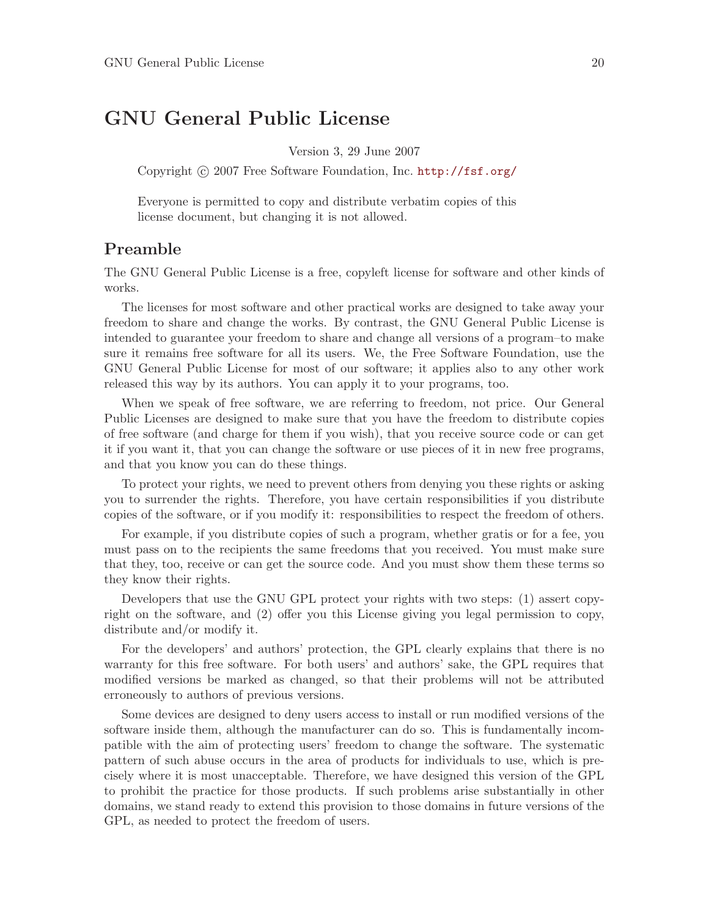# GNU General Public License

Version 3, 29 June 2007

Copyright © 2007 Free Software Foundation, Inc. http://fsf.org/

> Everyone is permitted to copy and distribute verbatim copies of this license document, but changing it is not allowed.

## Preamble

The GNU General Public License is a free, copyleft license for software and other kinds of works.

The licenses for most software and other practical works are designed to take away your freedom to share and change the works. By contrast, the GNU General Public License is intended to guarantee your freedom to share and change all versions of a program–to make sure it remains free software for all its users. We, the Free Software Foundation, use the GNU General Public License for most of our software; it applies also to any other work released this way by its authors. You can apply it to your programs, too.

When we speak of free software, we are referring to freedom, not price. Our General Public Licenses are designed to make sure that you have the freedom to distribute copies of free software (and charge for them if you wish), that you receive source code or can get it if you want it, that you can change the software or use pieces of it in new free programs, and that you know you can do these things.

To protect your rights, we need to prevent others from denying you these rights or asking you to surrender the rights. Therefore, you have certain responsibilities if you distribute copies of the software, or if you modify it: responsibilities to respect the freedom of others.

For example, if you distribute copies of such a program, whether gratis or for a fee, you must pass on to the recipients the same freedoms that you received. You must make sure that they, too, receive or can get the source code. And you must show them these terms so they know their rights.

Developers that use the GNU GPL protect your rights with two steps: (1) assert copyright on the software, and (2) offer you this License giving you legal permission to copy, distribute and/or modify it.

For the developers' and authors' protection, the GPL clearly explains that there is no warranty for this free software. For both users' and authors' sake, the GPL requires that modified versions be marked as changed, so that their problems will not be attributed erroneously to authors of previous versions.

Some devices are designed to deny users access to install or run modified versions of the software inside them, although the manufacturer can do so. This is fundamentally incompatible with the aim of protecting users' freedom to change the software. The systematic pattern of such abuse occurs in the area of products for individuals to use, which is precisely where it is most unacceptable. Therefore, we have designed this version of the GPL to prohibit the practice for those products. If such problems arise substantially in other domains, we stand ready to extend this provision to those domains in future versions of the GPL, as needed to protect the freedom of users.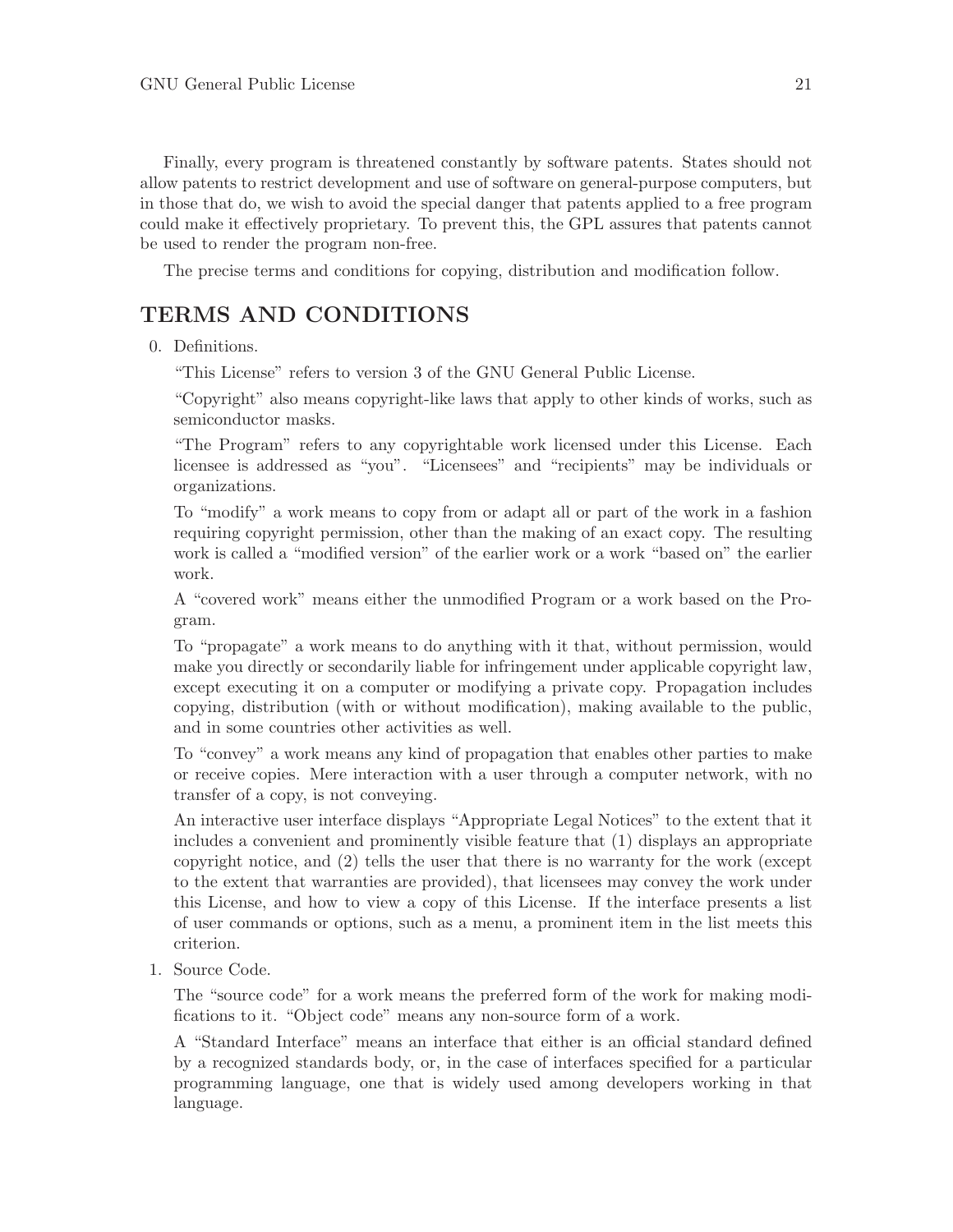Finally, every program is threatened constantly by software patents. States should not allow patents to restrict development and use of software on general-purpose computers, but in those that do, we wish to avoid the special danger that patents applied to a free program could make it effectively proprietary. To prevent this, the GPL assures that patents cannot be used to render the program non-free.

The precise terms and conditions for copying, distribution and modification follow.

## TERMS AND CONDITIONS

0. Definitions.

   "This License" refers to version 3 of the GNU General Public License.

   "Copyright" also means copyright-like laws that apply to other kinds of works, such as semiconductor masks.

   "The Program" refers to any copyrightable work licensed under this License. Each licensee is addressed as "you". "Licensees" and "recipients" may be individuals or organizations.

   To "modify" a work means to copy from or adapt all or part of the work in a fashion requiring copyright permission, other than the making of an exact copy. The resulting work is called a "modified version" of the earlier work or a work "based on" the earlier work.

   A "covered work" means either the unmodified Program or a work based on the Program.

   To "propagate" a work means to do anything with it that, without permission, would make you directly or secondarily liable for infringement under applicable copyright law, except executing it on a computer or modifying a private copy. Propagation includes copying, distribution (with or without modification), making available to the public, and in some countries other activities as well.

   To "convey" a work means any kind of propagation that enables other parties to make or receive copies. Mere interaction with a user through a computer network, with no transfer of a copy, is not conveying.

   An interactive user interface displays "Appropriate Legal Notices" to the extent that it includes a convenient and prominently visible feature that (1) displays an appropriate copyright notice, and (2) tells the user that there is no warranty for the work (except to the extent that warranties are provided), that licensees may convey the work under this License, and how to view a copy of this License. If the interface presents a list of user commands or options, such as a menu, a prominent item in the list meets this criterion.

1. Source Code.

   The "source code" for a work means the preferred form of the work for making modifications to it. "Object code" means any non-source form of a work.

   A "Standard Interface" means an interface that either is an official standard defined by a recognized standards body, or, in the case of interfaces specified for a particular programming language, one that is widely used among developers working in that language.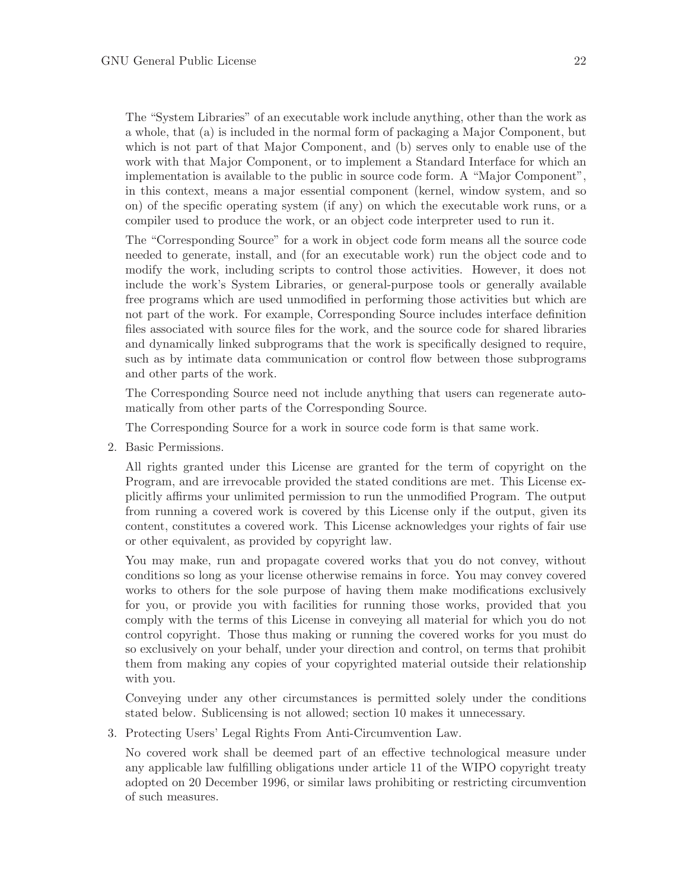The "System Libraries" of an executable work include anything, other than the work as a whole, that (a) is included in the normal form of packaging a Major Component, but which is not part of that Major Component, and (b) serves only to enable use of the work with that Major Component, or to implement a Standard Interface for which an implementation is available to the public in source code form. A "Major Component", in this context, means a major essential component (kernel, window system, and so on) of the specific operating system (if any) on which the executable work runs, or a compiler used to produce the work, or an object code interpreter used to run it.

The "Corresponding Source" for a work in object code form means all the source code needed to generate, install, and (for an executable work) run the object code and to modify the work, including scripts to control those activities. However, it does not include the work's System Libraries, or general-purpose tools or generally available free programs which are used unmodified in performing those activities but which are not part of the work. For example, Corresponding Source includes interface definition files associated with source files for the work, and the source code for shared libraries and dynamically linked subprograms that the work is specifically designed to require, such as by intimate data communication or control flow between those subprograms and other parts of the work.

The Corresponding Source need not include anything that users can regenerate automatically from other parts of the Corresponding Source.

The Corresponding Source for a work in source code form is that same work.

2. Basic Permissions.

   All rights granted under this License are granted for the term of copyright on the Program, and are irrevocable provided the stated conditions are met. This License explicitly affirms your unlimited permission to run the unmodified Program. The output from running a covered work is covered by this License only if the output, given its content, constitutes a covered work. This License acknowledges your rights of fair use or other equivalent, as provided by copyright law.

   You may make, run and propagate covered works that you do not convey, without conditions so long as your license otherwise remains in force. You may convey covered works to others for the sole purpose of having them make modifications exclusively for you, or provide you with facilities for running those works, provided that you comply with the terms of this License in conveying all material for which you do not control copyright. Those thus making or running the covered works for you must do so exclusively on your behalf, under your direction and control, on terms that prohibit them from making any copies of your copyrighted material outside their relationship with you.

   Conveying under any other circumstances is permitted solely under the conditions stated below. Sublicensing is not allowed; section 10 makes it unnecessary.

3. Protecting Users' Legal Rights From Anti-Circumvention Law.

   No covered work shall be deemed part of an effective technological measure under any applicable law fulfilling obligations under article 11 of the WIPO copyright treaty adopted on 20 December 1996, or similar laws prohibiting or restricting circumvention of such measures.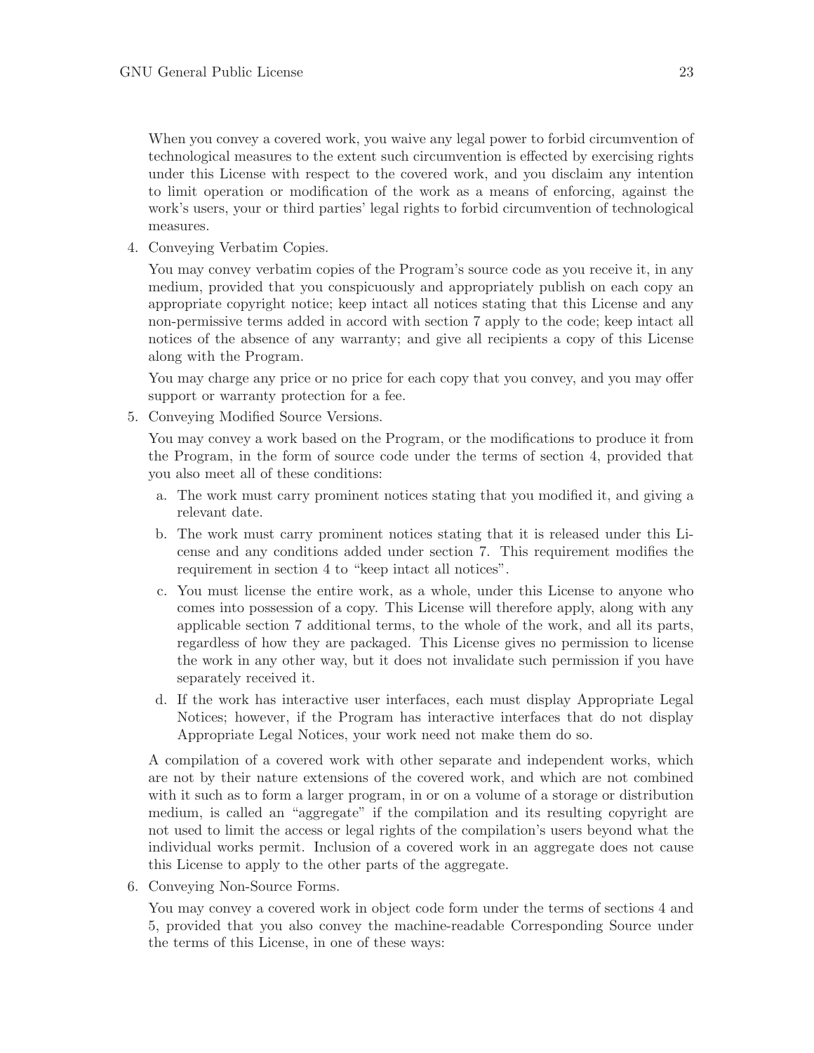When you convey a covered work, you waive any legal power to forbid circumvention of technological measures to the extent such circumvention is effected by exercising rights under this License with respect to the covered work, and you disclaim any intention to limit operation or modification of the work as a means of enforcing, against the work's users, your or third parties' legal rights to forbid circumvention of technological measures.

4. Conveying Verbatim Copies.

   You may convey verbatim copies of the Program's source code as you receive it, in any medium, provided that you conspicuously and appropriately publish on each copy an appropriate copyright notice; keep intact all notices stating that this License and any non-permissive terms added in accord with section 7 apply to the code; keep intact all notices of the absence of any warranty; and give all recipients a copy of this License along with the Program.

   You may charge any price or no price for each copy that you convey, and you may offer support or warranty protection for a fee.

5. Conveying Modified Source Versions.

   You may convey a work based on the Program, or the modifications to produce it from the Program, in the form of source code under the terms of section 4, provided that you also meet all of these conditions:

   a. The work must carry prominent notices stating that you modified it, and giving a relevant date.

   b. The work must carry prominent notices stating that it is released under this License and any conditions added under section 7. This requirement modifies the requirement in section 4 to "keep intact all notices".

   c. You must license the entire work, as a whole, under this License to anyone who comes into possession of a copy. This License will therefore apply, along with any applicable section 7 additional terms, to the whole of the work, and all its parts, regardless of how they are packaged. This License gives no permission to license the work in any other way, but it does not invalidate such permission if you have separately received it.

   d. If the work has interactive user interfaces, each must display Appropriate Legal Notices; however, if the Program has interactive interfaces that do not display Appropriate Legal Notices, your work need not make them do so.

   A compilation of a covered work with other separate and independent works, which are not by their nature extensions of the covered work, and which are not combined with it such as to form a larger program, in or on a volume of a storage or distribution medium, is called an "aggregate" if the compilation and its resulting copyright are not used to limit the access or legal rights of the compilation's users beyond what the individual works permit. Inclusion of a covered work in an aggregate does not cause this License to apply to the other parts of the aggregate.

6. Conveying Non-Source Forms.

   You may convey a covered work in object code form under the terms of sections 4 and 5, provided that you also convey the machine-readable Corresponding Source under the terms of this License, in one of these ways: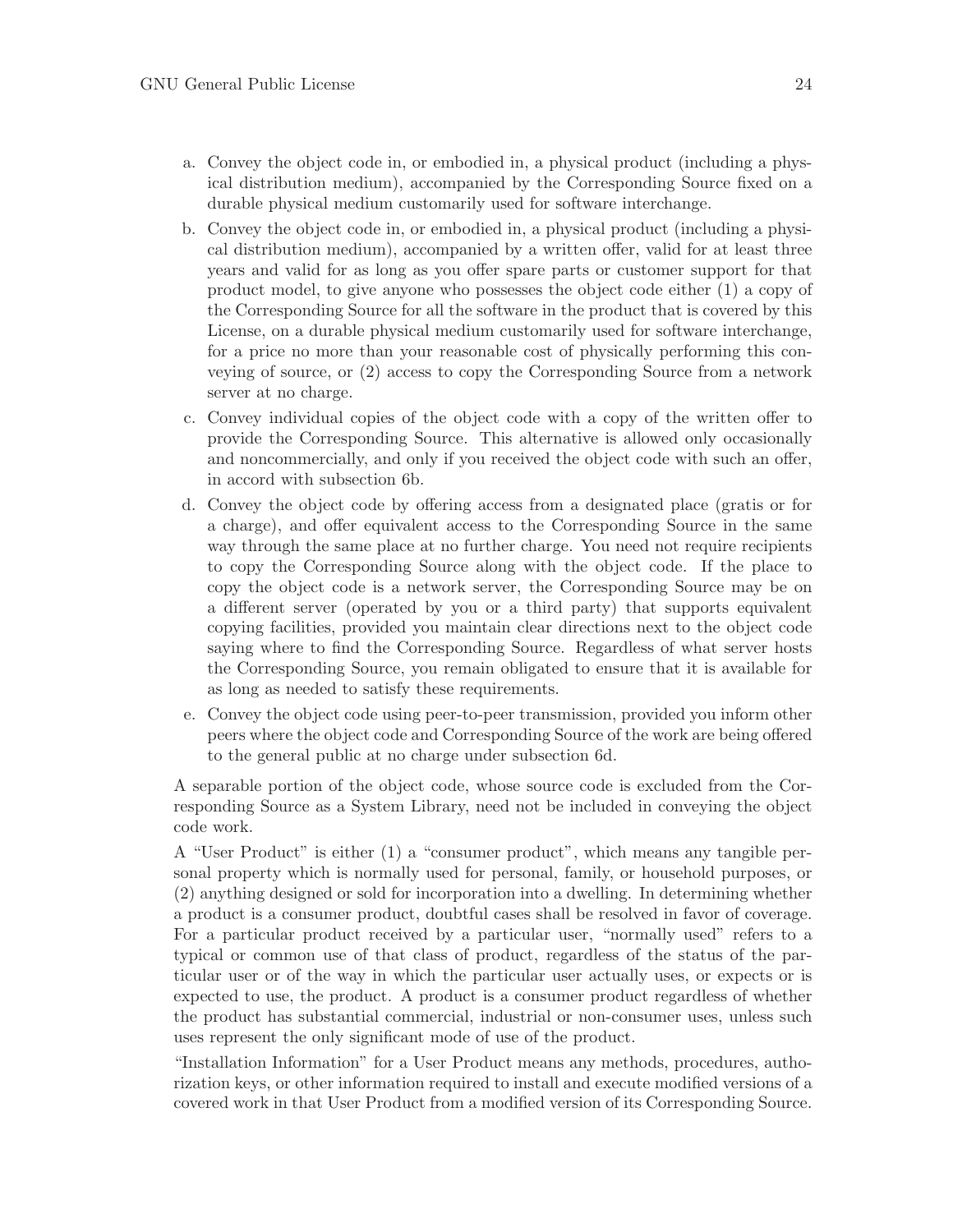a. Convey the object code in, or embodied in, a physical product (including a physical distribution medium), accompanied by the Corresponding Source fixed on a durable physical medium customarily used for software interchange.
b. Convey the object code in, or embodied in, a physical product (including a physical distribution medium), accompanied by a written offer, valid for at least three years and valid for as long as you offer spare parts or customer support for that product model, to give anyone who possesses the object code either (1) a copy of the Corresponding Source for all the software in the product that is covered by this License, on a durable physical medium customarily used for software interchange, for a price no more than your reasonable cost of physically performing this conveying of source, or (2) access to copy the Corresponding Source from a network server at no charge.
c. Convey individual copies of the object code with a copy of the written offer to provide the Corresponding Source. This alternative is allowed only occasionally and noncommercially, and only if you received the object code with such an offer, in accord with subsection 6b.
d. Convey the object code by offering access from a designated place (gratis or for a charge), and offer equivalent access to the Corresponding Source in the same way through the same place at no further charge. You need not require recipients to copy the Corresponding Source along with the object code. If the place to copy the object code is a network server, the Corresponding Source may be on a different server (operated by you or a third party) that supports equivalent copying facilities, provided you maintain clear directions next to the object code saying where to find the Corresponding Source. Regardless of what server hosts the Corresponding Source, you remain obligated to ensure that it is available for as long as needed to satisfy these requirements.
e. Convey the object code using peer-to-peer transmission, provided you inform other peers where the object code and Corresponding Source of the work are being offered to the general public at no charge under subsection 6d.

A separable portion of the object code, whose source code is excluded from the Corresponding Source as a System Library, need not be included in conveying the object code work.

A "User Product" is either (1) a "consumer product", which means any tangible personal property which is normally used for personal, family, or household purposes, or (2) anything designed or sold for incorporation into a dwelling. In determining whether a product is a consumer product, doubtful cases shall be resolved in favor of coverage. For a particular product received by a particular user, "normally used" refers to a typical or common use of that class of product, regardless of the status of the particular user or of the way in which the particular user actually uses, or expects or is expected to use, the product. A product is a consumer product regardless of whether the product has substantial commercial, industrial or non-consumer uses, unless such uses represent the only significant mode of use of the product.

"Installation Information" for a User Product means any methods, procedures, authorization keys, or other information required to install and execute modified versions of a covered work in that User Product from a modified version of its Corresponding Source.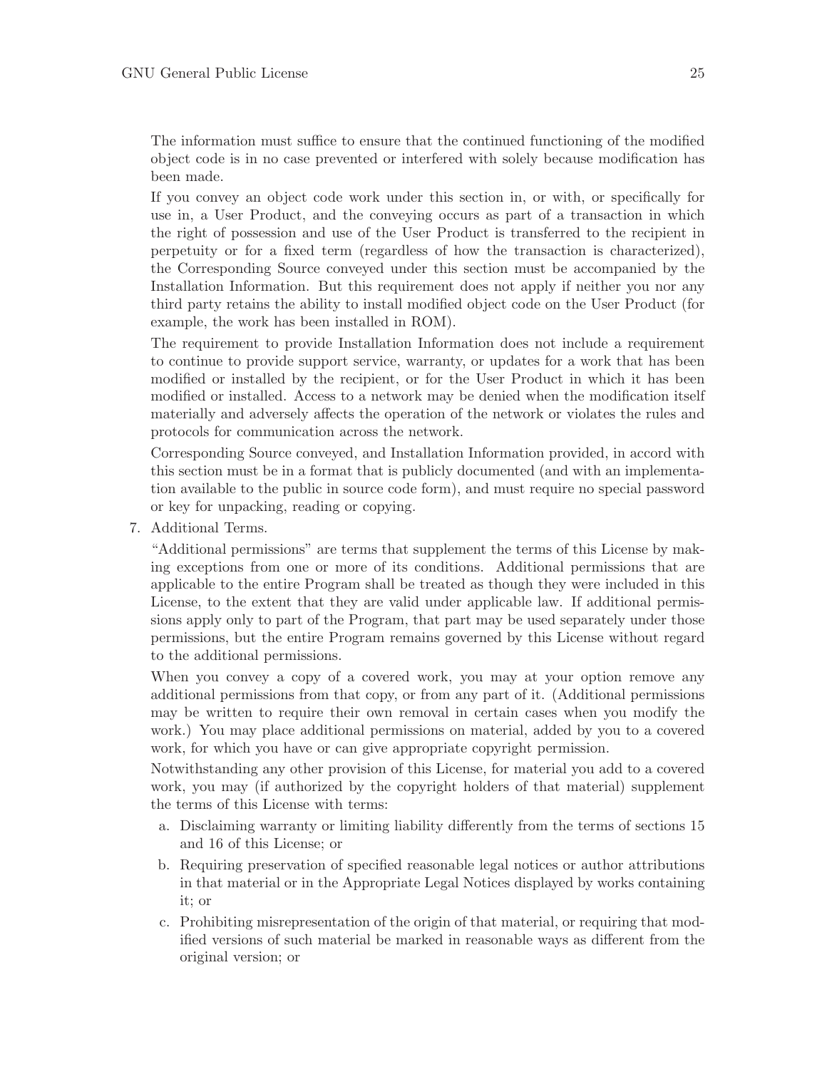The information must suffice to ensure that the continued functioning of the modified object code is in no case prevented or interfered with solely because modification has been made.

If you convey an object code work under this section in, or with, or specifically for use in, a User Product, and the conveying occurs as part of a transaction in which the right of possession and use of the User Product is transferred to the recipient in perpetuity or for a fixed term (regardless of how the transaction is characterized), the Corresponding Source conveyed under this section must be accompanied by the Installation Information. But this requirement does not apply if neither you nor any third party retains the ability to install modified object code on the User Product (for example, the work has been installed in ROM).

The requirement to provide Installation Information does not include a requirement to continue to provide support service, warranty, or updates for a work that has been modified or installed by the recipient, or for the User Product in which it has been modified or installed. Access to a network may be denied when the modification itself materially and adversely affects the operation of the network or violates the rules and protocols for communication across the network.

Corresponding Source conveyed, and Installation Information provided, in accord with this section must be in a format that is publicly documented (and with an implementation available to the public in source code form), and must require no special password or key for unpacking, reading or copying.

7. Additional Terms.

   "Additional permissions" are terms that supplement the terms of this License by making exceptions from one or more of its conditions. Additional permissions that are applicable to the entire Program shall be treated as though they were included in this License, to the extent that they are valid under applicable law. If additional permissions apply only to part of the Program, that part may be used separately under those permissions, but the entire Program remains governed by this License without regard to the additional permissions.

   When you convey a copy of a covered work, you may at your option remove any additional permissions from that copy, or from any part of it. (Additional permissions may be written to require their own removal in certain cases when you modify the work.) You may place additional permissions on material, added by you to a covered work, for which you have or can give appropriate copyright permission.

   Notwithstanding any other provision of this License, for material you add to a covered work, you may (if authorized by the copyright holders of that material) supplement the terms of this License with terms:

   a. Disclaiming warranty or limiting liability differently from the terms of sections 15 and 16 of this License; or
   b. Requiring preservation of specified reasonable legal notices or author attributions in that material or in the Appropriate Legal Notices displayed by works containing it; or
   c. Prohibiting misrepresentation of the origin of that material, or requiring that modified versions of such material be marked in reasonable ways as different from the original version; or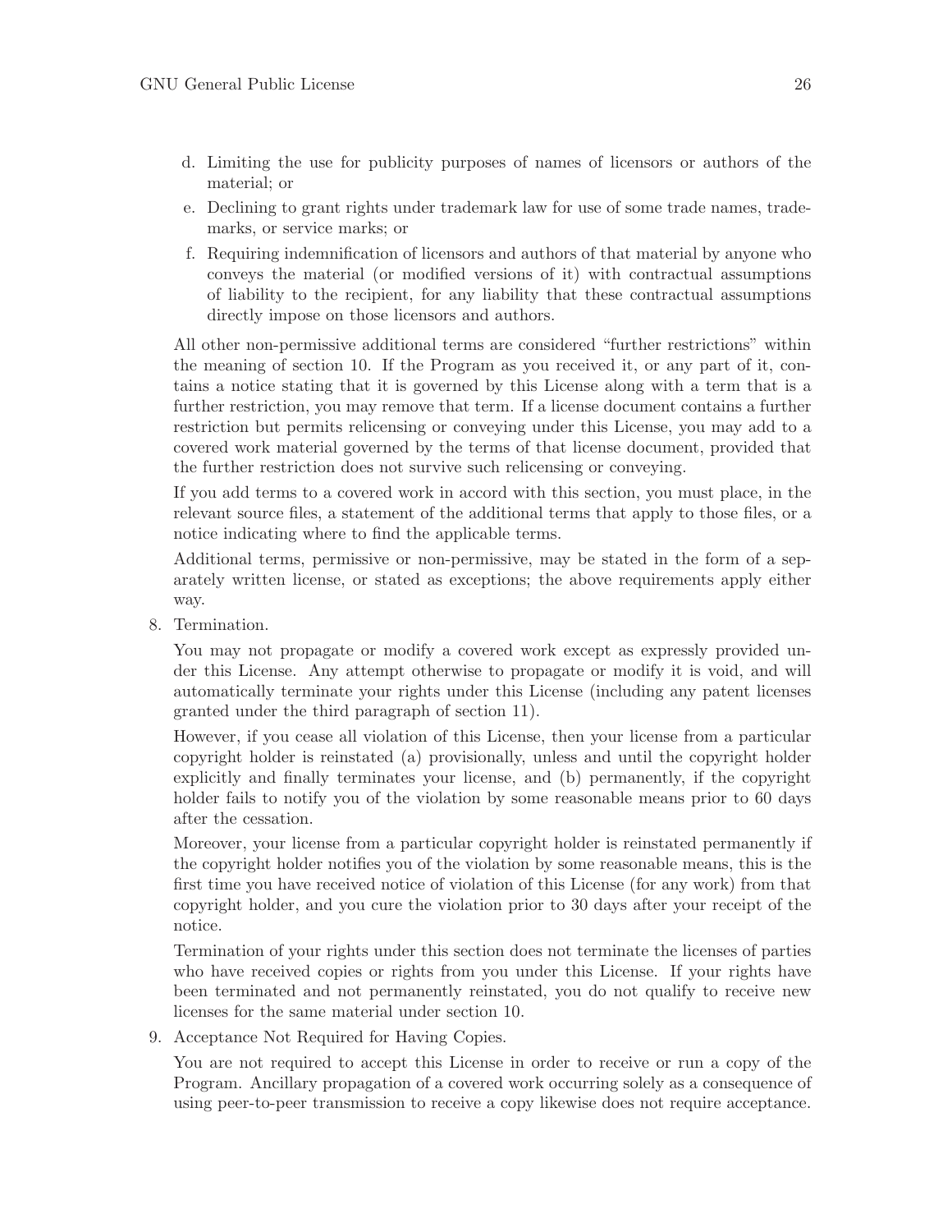d. Limiting the use for publicity purposes of names of licensors or authors of the material; or
e. Declining to grant rights under trademark law for use of some trade names, trademarks, or service marks; or
f. Requiring indemnification of licensors and authors of that material by anyone who conveys the material (or modified versions of it) with contractual assumptions of liability to the recipient, for any liability that these contractual assumptions directly impose on those licensors and authors.

All other non-permissive additional terms are considered "further restrictions" within the meaning of section 10. If the Program as you received it, or any part of it, contains a notice stating that it is governed by this License along with a term that is a further restriction, you may remove that term. If a license document contains a further restriction but permits relicensing or conveying under this License, you may add to a covered work material governed by the terms of that license document, provided that the further restriction does not survive such relicensing or conveying.

If you add terms to a covered work in accord with this section, you must place, in the relevant source files, a statement of the additional terms that apply to those files, or a notice indicating where to find the applicable terms.

Additional terms, permissive or non-permissive, may be stated in the form of a separately written license, or stated as exceptions; the above requirements apply either way.

8. Termination.

   You may not propagate or modify a covered work except as expressly provided under this License. Any attempt otherwise to propagate or modify it is void, and will automatically terminate your rights under this License (including any patent licenses granted under the third paragraph of section 11).

   However, if you cease all violation of this License, then your license from a particular copyright holder is reinstated (a) provisionally, unless and until the copyright holder explicitly and finally terminates your license, and (b) permanently, if the copyright holder fails to notify you of the violation by some reasonable means prior to 60 days after the cessation.

   Moreover, your license from a particular copyright holder is reinstated permanently if the copyright holder notifies you of the violation by some reasonable means, this is the first time you have received notice of violation of this License (for any work) from that copyright holder, and you cure the violation prior to 30 days after your receipt of the notice.

   Termination of your rights under this section does not terminate the licenses of parties who have received copies or rights from you under this License. If your rights have been terminated and not permanently reinstated, you do not qualify to receive new licenses for the same material under section 10.

9. Acceptance Not Required for Having Copies.

   You are not required to accept this License in order to receive or run a copy of the Program. Ancillary propagation of a covered work occurring solely as a consequence of using peer-to-peer transmission to receive a copy likewise does not require acceptance.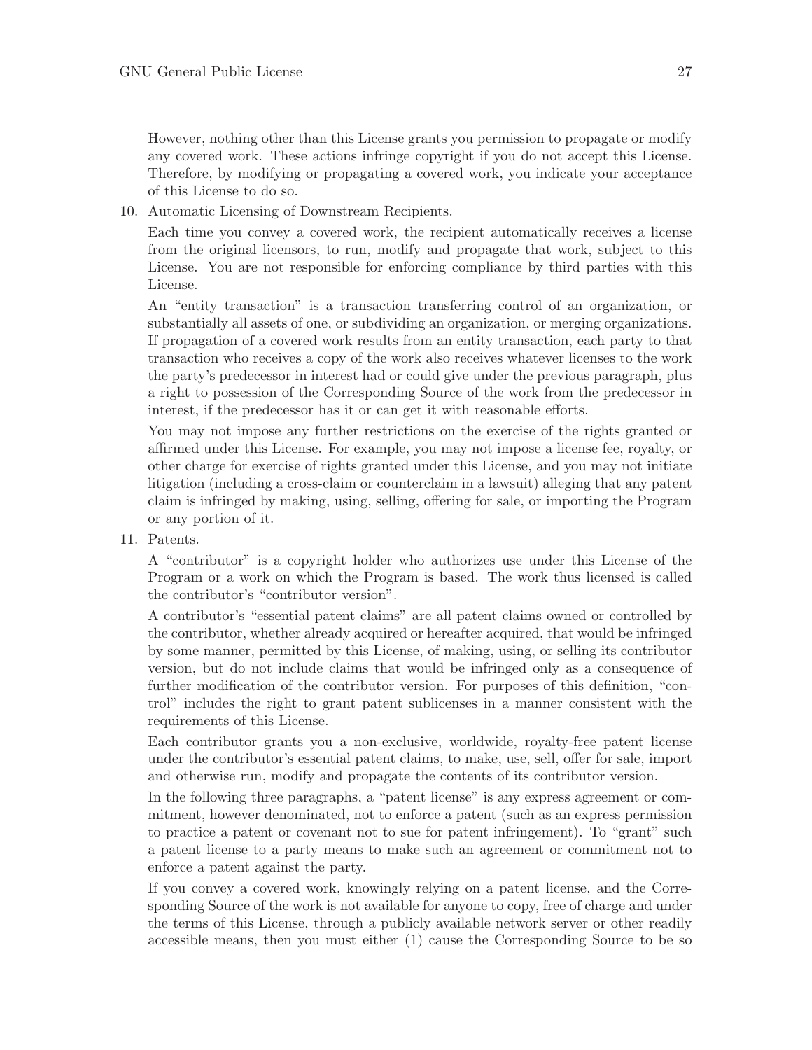However, nothing other than this License grants you permission to propagate or modify any covered work. These actions infringe copyright if you do not accept this License. Therefore, by modifying or propagating a covered work, you indicate your acceptance of this License to do so.

10. Automatic Licensing of Downstream Recipients.

    Each time you convey a covered work, the recipient automatically receives a license from the original licensors, to run, modify and propagate that work, subject to this License. You are not responsible for enforcing compliance by third parties with this License.

    An "entity transaction" is a transaction transferring control of an organization, or substantially all assets of one, or subdividing an organization, or merging organizations. If propagation of a covered work results from an entity transaction, each party to that transaction who receives a copy of the work also receives whatever licenses to the work the party's predecessor in interest had or could give under the previous paragraph, plus a right to possession of the Corresponding Source of the work from the predecessor in interest, if the predecessor has it or can get it with reasonable efforts.

    You may not impose any further restrictions on the exercise of the rights granted or affirmed under this License. For example, you may not impose a license fee, royalty, or other charge for exercise of rights granted under this License, and you may not initiate litigation (including a cross-claim or counterclaim in a lawsuit) alleging that any patent claim is infringed by making, using, selling, offering for sale, or importing the Program or any portion of it.

11. Patents.

    A "contributor" is a copyright holder who authorizes use under this License of the Program or a work on which the Program is based. The work thus licensed is called the contributor's "contributor version".

    A contributor's "essential patent claims" are all patent claims owned or controlled by the contributor, whether already acquired or hereafter acquired, that would be infringed by some manner, permitted by this License, of making, using, or selling its contributor version, but do not include claims that would be infringed only as a consequence of further modification of the contributor version. For purposes of this definition, "control" includes the right to grant patent sublicenses in a manner consistent with the requirements of this License.

    Each contributor grants you a non-exclusive, worldwide, royalty-free patent license under the contributor's essential patent claims, to make, use, sell, offer for sale, import and otherwise run, modify and propagate the contents of its contributor version.

    In the following three paragraphs, a "patent license" is any express agreement or commitment, however denominated, not to enforce a patent (such as an express permission to practice a patent or covenant not to sue for patent infringement). To "grant" such a patent license to a party means to make such an agreement or commitment not to enforce a patent against the party.

    If you convey a covered work, knowingly relying on a patent license, and the Corresponding Source of the work is not available for anyone to copy, free of charge and under the terms of this License, through a publicly available network server or other readily accessible means, then you must either (1) cause the Corresponding Source to be so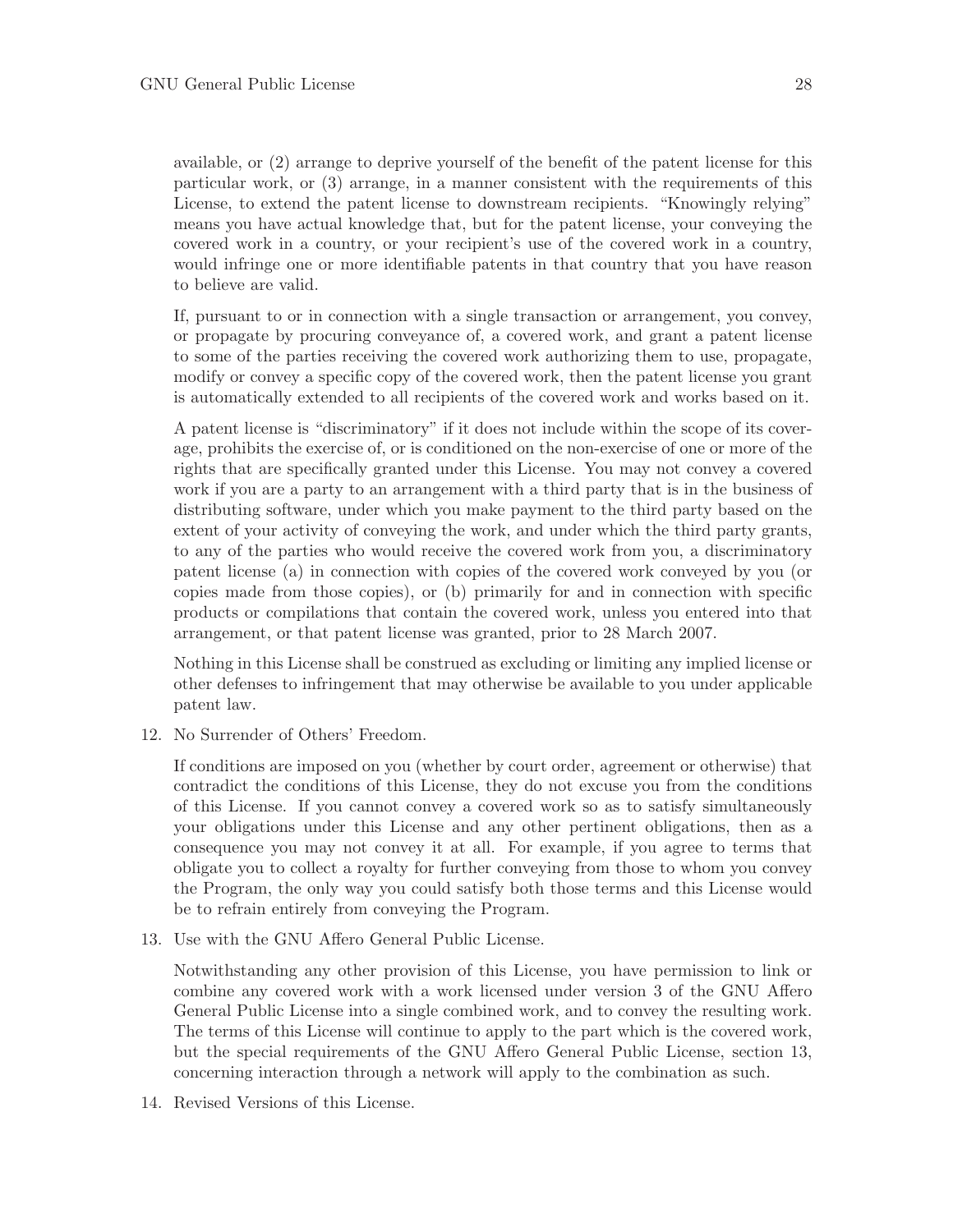available, or (2) arrange to deprive yourself of the benefit of the patent license for this particular work, or (3) arrange, in a manner consistent with the requirements of this License, to extend the patent license to downstream recipients. "Knowingly relying" means you have actual knowledge that, but for the patent license, your conveying the covered work in a country, or your recipient's use of the covered work in a country, would infringe one or more identifiable patents in that country that you have reason to believe are valid.

If, pursuant to or in connection with a single transaction or arrangement, you convey, or propagate by procuring conveyance of, a covered work, and grant a patent license to some of the parties receiving the covered work authorizing them to use, propagate, modify or convey a specific copy of the covered work, then the patent license you grant is automatically extended to all recipients of the covered work and works based on it.

A patent license is "discriminatory" if it does not include within the scope of its coverage, prohibits the exercise of, or is conditioned on the non-exercise of one or more of the rights that are specifically granted under this License. You may not convey a covered work if you are a party to an arrangement with a third party that is in the business of distributing software, under which you make payment to the third party based on the extent of your activity of conveying the work, and under which the third party grants, to any of the parties who would receive the covered work from you, a discriminatory patent license (a) in connection with copies of the covered work conveyed by you (or copies made from those copies), or (b) primarily for and in connection with specific products or compilations that contain the covered work, unless you entered into that arrangement, or that patent license was granted, prior to 28 March 2007.

Nothing in this License shall be construed as excluding or limiting any implied license or other defenses to infringement that may otherwise be available to you under applicable patent law.

12. No Surrender of Others' Freedom.

    If conditions are imposed on you (whether by court order, agreement or otherwise) that contradict the conditions of this License, they do not excuse you from the conditions of this License. If you cannot convey a covered work so as to satisfy simultaneously your obligations under this License and any other pertinent obligations, then as a consequence you may not convey it at all. For example, if you agree to terms that obligate you to collect a royalty for further conveying from those to whom you convey the Program, the only way you could satisfy both those terms and this License would be to refrain entirely from conveying the Program.

13. Use with the GNU Affero General Public License.

    Notwithstanding any other provision of this License, you have permission to link or combine any covered work with a work licensed under version 3 of the GNU Affero General Public License into a single combined work, and to convey the resulting work. The terms of this License will continue to apply to the part which is the covered work, but the special requirements of the GNU Affero General Public License, section 13, concerning interaction through a network will apply to the combination as such.

14. Revised Versions of this License.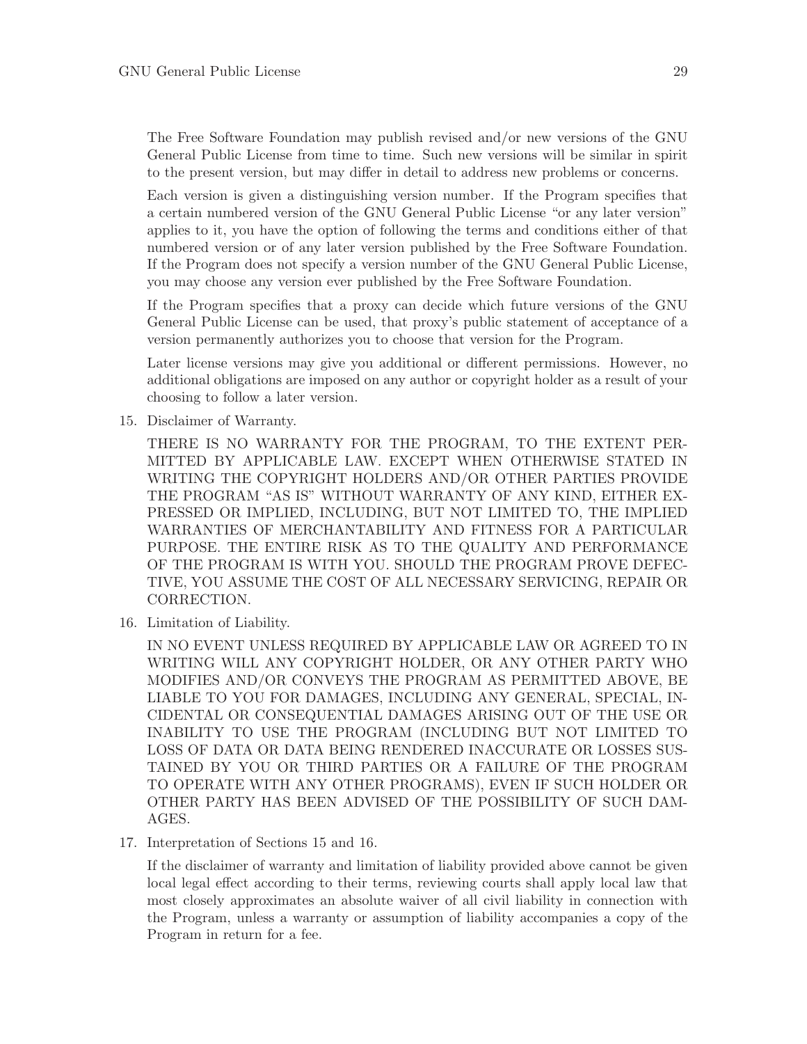The Free Software Foundation may publish revised and/or new versions of the GNU General Public License from time to time. Such new versions will be similar in spirit to the present version, but may differ in detail to address new problems or concerns.

Each version is given a distinguishing version number. If the Program specifies that a certain numbered version of the GNU General Public License "or any later version" applies to it, you have the option of following the terms and conditions either of that numbered version or of any later version published by the Free Software Foundation. If the Program does not specify a version number of the GNU General Public License, you may choose any version ever published by the Free Software Foundation.

If the Program specifies that a proxy can decide which future versions of the GNU General Public License can be used, that proxy's public statement of acceptance of a version permanently authorizes you to choose that version for the Program.

Later license versions may give you additional or different permissions. However, no additional obligations are imposed on any author or copyright holder as a result of your choosing to follow a later version.

15. Disclaimer of Warranty.

    THERE IS NO WARRANTY FOR THE PROGRAM, TO THE EXTENT PERMITTED BY APPLICABLE LAW. EXCEPT WHEN OTHERWISE STATED IN WRITING THE COPYRIGHT HOLDERS AND/OR OTHER PARTIES PROVIDE THE PROGRAM "AS IS" WITHOUT WARRANTY OF ANY KIND, EITHER EXPRESSED OR IMPLIED, INCLUDING, BUT NOT LIMITED TO, THE IMPLIED WARRANTIES OF MERCHANTABILITY AND FITNESS FOR A PARTICULAR PURPOSE. THE ENTIRE RISK AS TO THE QUALITY AND PERFORMANCE OF THE PROGRAM IS WITH YOU. SHOULD THE PROGRAM PROVE DEFECTIVE, YOU ASSUME THE COST OF ALL NECESSARY SERVICING, REPAIR OR CORRECTION.

16. Limitation of Liability.

    IN NO EVENT UNLESS REQUIRED BY APPLICABLE LAW OR AGREED TO IN WRITING WILL ANY COPYRIGHT HOLDER, OR ANY OTHER PARTY WHO MODIFIES AND/OR CONVEYS THE PROGRAM AS PERMITTED ABOVE, BE LIABLE TO YOU FOR DAMAGES, INCLUDING ANY GENERAL, SPECIAL, INCIDENTAL OR CONSEQUENTIAL DAMAGES ARISING OUT OF THE USE OR INABILITY TO USE THE PROGRAM (INCLUDING BUT NOT LIMITED TO LOSS OF DATA OR DATA BEING RENDERED INACCURATE OR LOSSES SUSTAINED BY YOU OR THIRD PARTIES OR A FAILURE OF THE PROGRAM TO OPERATE WITH ANY OTHER PROGRAMS), EVEN IF SUCH HOLDER OR OTHER PARTY HAS BEEN ADVISED OF THE POSSIBILITY OF SUCH DAMAGES.

17. Interpretation of Sections 15 and 16.

    If the disclaimer of warranty and limitation of liability provided above cannot be given local legal effect according to their terms, reviewing courts shall apply local law that most closely approximates an absolute waiver of all civil liability in connection with the Program, unless a warranty or assumption of liability accompanies a copy of the Program in return for a fee.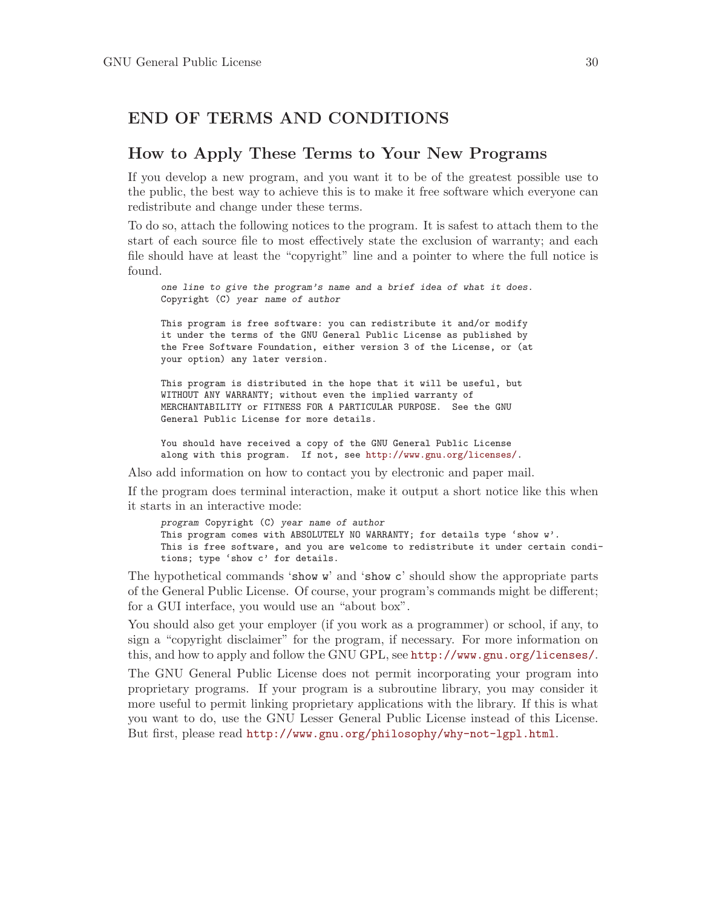## END OF TERMS AND CONDITIONS

## How to Apply These Terms to Your New Programs

If you develop a new program, and you want it to be of the greatest possible use to the public, the best way to achieve this is to make it free software which everyone can redistribute and change under these terms.

To do so, attach the following notices to the program. It is safest to attach them to the start of each source file to most effectively state the exclusion of warranty; and each file should have at least the "copyright" line and a pointer to where the full notice is found.

```
one line to give the program's name and a brief idea of what it does.
Copyright (C) year name of author

This program is free software: you can redistribute it and/or modify
it under the terms of the GNU General Public License as published by
the Free Software Foundation, either version 3 of the License, or (at
your option) any later version.

This program is distributed in the hope that it will be useful, but
WITHOUT ANY WARRANTY; without even the implied warranty of
MERCHANTABILITY or FITNESS FOR A PARTICULAR PURPOSE.  See the GNU
General Public License for more details.

You should have received a copy of the GNU General Public License
along with this program.  If not, see http://www.gnu.org/licenses/.
```

Also add information on how to contact you by electronic and paper mail.

If the program does terminal interaction, make it output a short notice like this when it starts in an interactive mode:

```
program Copyright (C) year name of author
This program comes with ABSOLUTELY NO WARRANTY; for details type 'show w'.
This is free software, and you are welcome to redistribute it under certain condi-
tions; type 'show c' for details.
```

The hypothetical commands '`show w`' and '`show c`' should show the appropriate parts of the General Public License. Of course, your program's commands might be different; for a GUI interface, you would use an "about box".

You should also get your employer (if you work as a programmer) or school, if any, to sign a "copyright disclaimer" for the program, if necessary. For more information on this, and how to apply and follow the GNU GPL, see http://www.gnu.org/licenses/.

The GNU General Public License does not permit incorporating your program into proprietary programs. If your program is a subroutine library, you may consider it more useful to permit linking proprietary applications with the library. If this is what you want to do, use the GNU Lesser General Public License instead of this License. But first, please read http://www.gnu.org/philosophy/why-not-lgpl.html.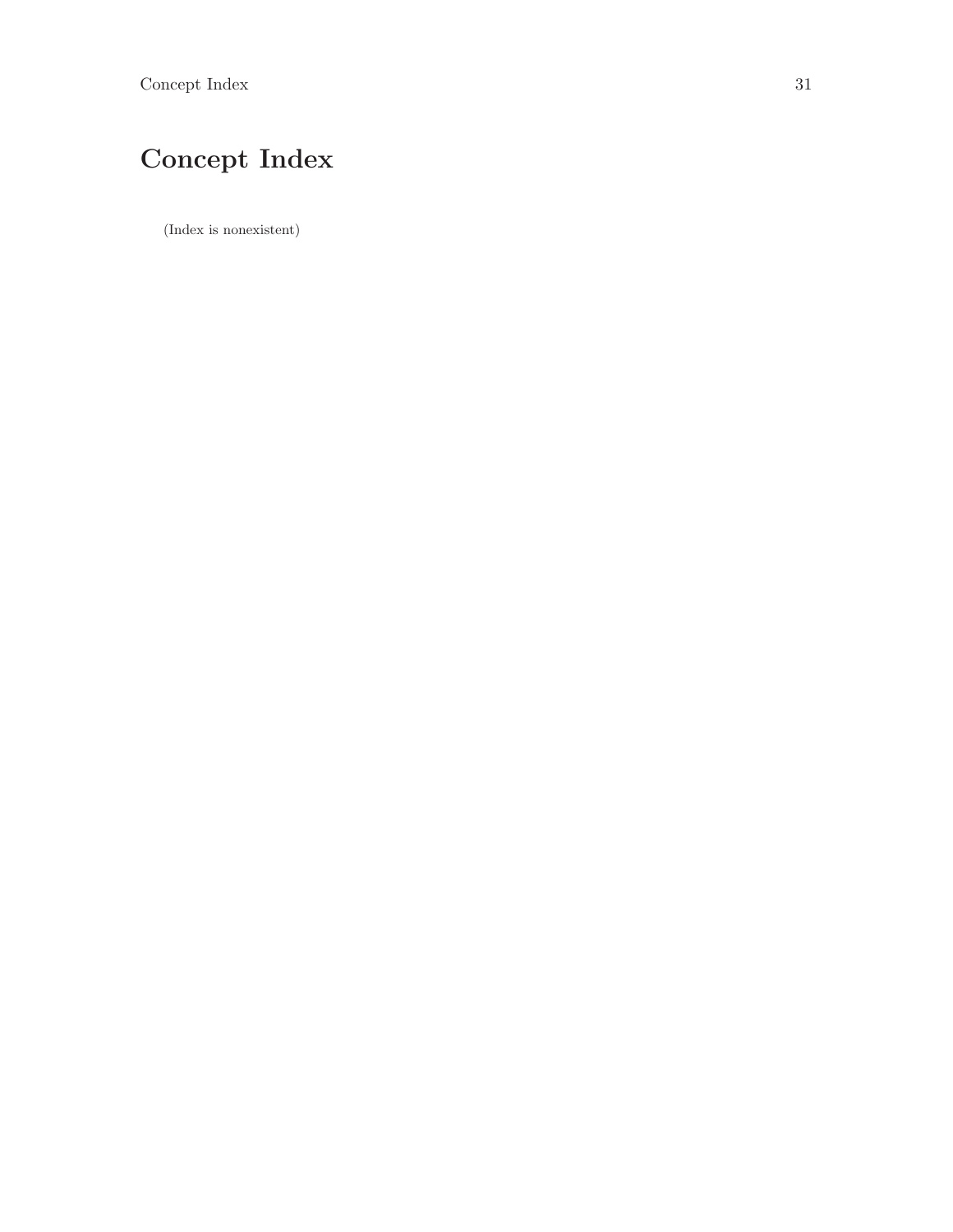# Concept Index

(Index is nonexistent)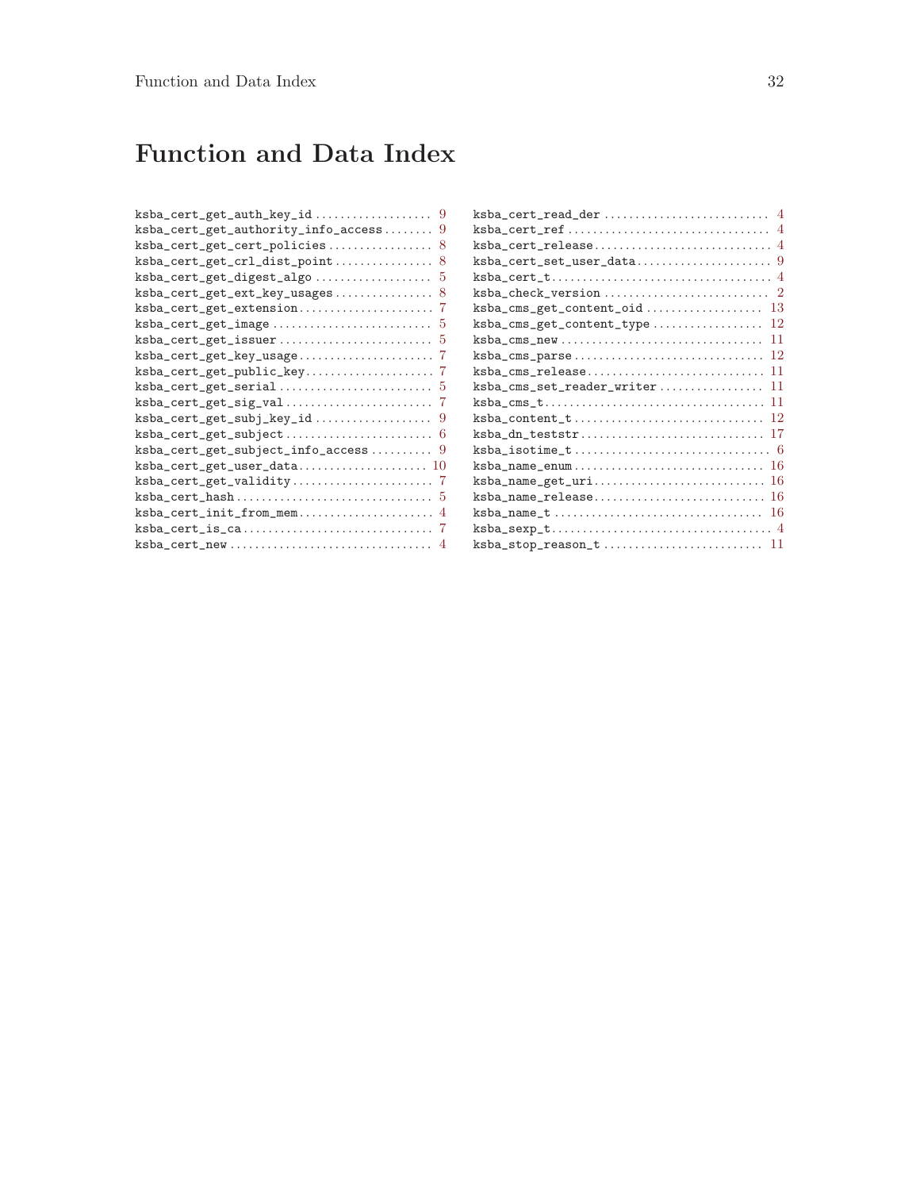# Function and Data Index

ksba_cert_get_auth_key_id .................. 9
ksba_cert_get_authority_info_access ........ 9
ksba_cert_get_cert_policies ................ 8
ksba_cert_get_crl_dist_point ................ 8
ksba_cert_get_digest_algo .................. 5
ksba_cert_get_ext_key_usages ................ 8
ksba_cert_get_extension...................... 7
ksba_cert_get_image .......................... 5
ksba_cert_get_issuer ......................... 5
ksba_cert_get_key_usage...................... 7
ksba_cert_get_public_key..................... 7
ksba_cert_get_serial ......................... 5
ksba_cert_get_sig_val ........................ 7
ksba_cert_get_subj_key_id ................... 9
ksba_cert_get_subject ........................ 6
ksba_cert_get_subject_info_access .......... 9
ksba_cert_get_user_data..................... 10
ksba_cert_get_validity ....................... 7
ksba_cert_hash ................................ 5
ksba_cert_init_from_mem..................... 4
ksba_cert_is_ca................................ 7
ksba_cert_new ................................. 4
ksba_cert_read_der ........................... 4
ksba_cert_ref .................................. 4
ksba_cert_release.............................. 4
ksba_cert_set_user_data...................... 9
ksba_cert_t.................................... 4
ksba_check_version ........................... 2
ksba_cms_get_content_oid ................... 13
ksba_cms_get_content_type .................. 12
ksba_cms_new .................................. 11
ksba_cms_parse ............................... 12
ksba_cms_release.............................. 11
ksba_cms_set_reader_writer ................. 11
ksba_cms_t.................................... 11
ksba_content_t ............................... 12
ksba_dn_teststr .............................. 17
ksba_isotime_t ................................ 6
ksba_name_enum ............................... 16
ksba_name_get_uri............................. 16
ksba_name_release............................. 16
ksba_name_t .................................. 16
ksba_sexp_t.................................... 4
ksba_stop_reason_t .......................... 11